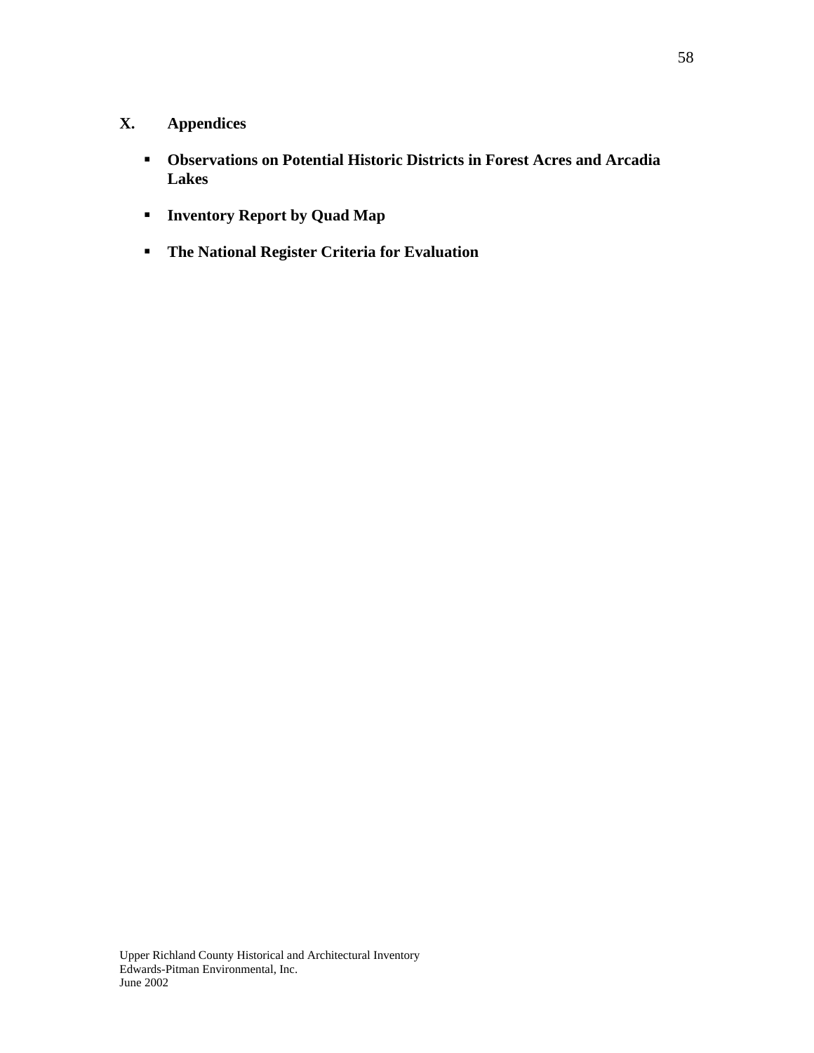# X. Appendices

- **Observations on Potential Historic Districts in Forest Acres and Arcadia Lakes**
- **Inventory Report by Quad Map**
- **The National Register Criteria for Evaluation**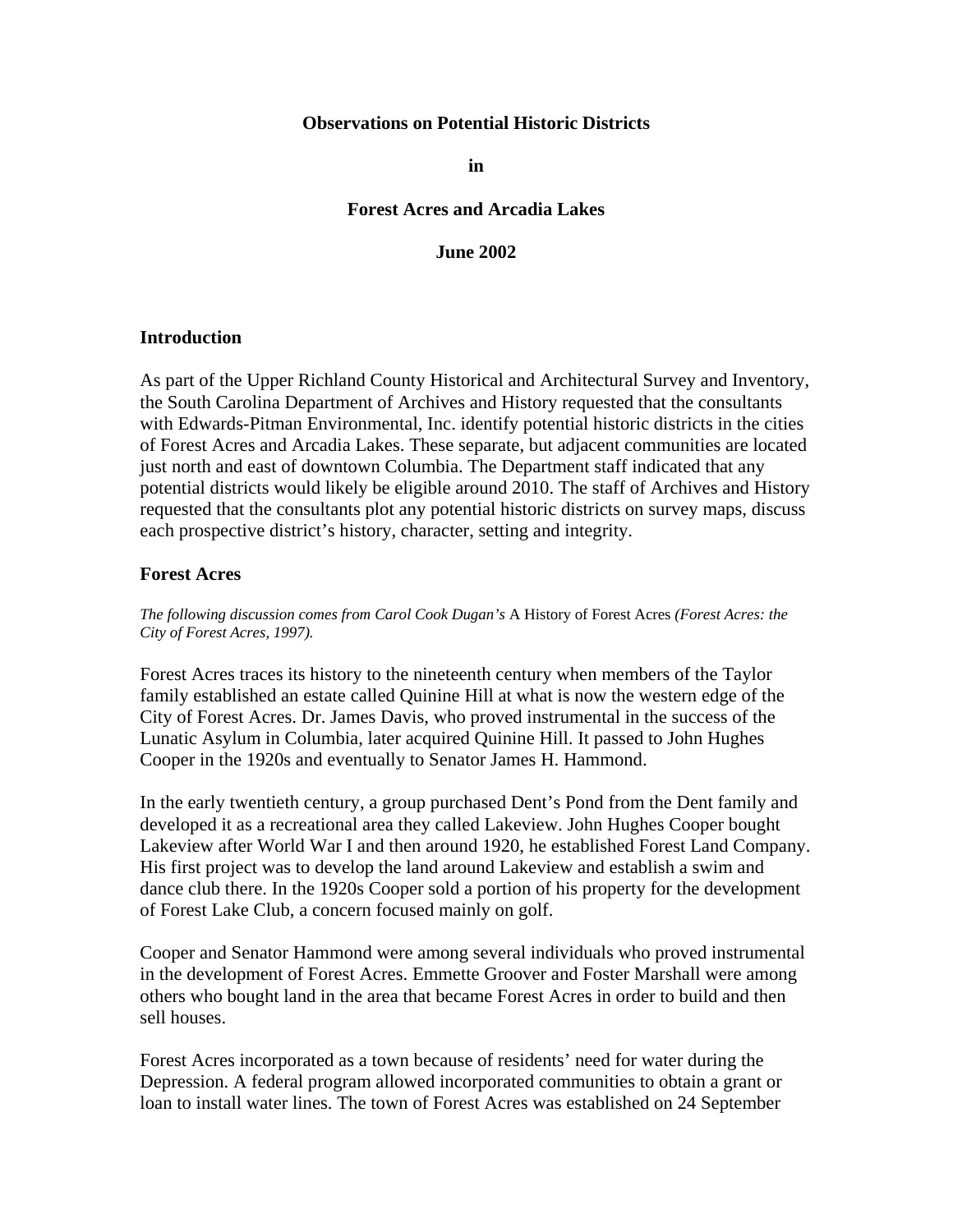**Observations on Potential Historic Districts**

**in**

**Forest Acres and Arcadia Lakes**

**June 2002**

## Introduction

As part of the Upper Richland County Historical and Architectural Survey and Inventory, the South Carolina Department of Archives and History requested that the consultants with Edwards-Pitman Environmental, Inc. identify potential historic districts in the cities of Forest Acres and Arcadia Lakes. These separate, but adjacent communities are located just north and east of downtown Columbia. The Department staff indicated that any potential districts would likely be eligible around 2010. The staff of Archives and History requested that the consultants plot any potential historic districts on survey maps, discuss each prospective district's history, character, setting and integrity.

## Forest Acres

*The following discussion comes from Carol Cook Dugan's* A History of Forest Acres *(Forest Acres: the City of Forest Acres, 1997).*

Forest Acres traces its history to the nineteenth century when members of the Taylor family established an estate called Quinine Hill at what is now the western edge of the City of Forest Acres. Dr. James Davis, who proved instrumental in the success of the Lunatic Asylum in Columbia, later acquired Quinine Hill. It passed to John Hughes Cooper in the 1920s and eventually to Senator James H. Hammond.

In the early twentieth century, a group purchased Dent's Pond from the Dent family and developed it as a recreational area they called Lakeview. John Hughes Cooper bought Lakeview after World War I and then around 1920, he established Forest Land Company. His first project was to develop the land around Lakeview and establish a swim and dance club there. In the 1920s Cooper sold a portion of his property for the development of Forest Lake Club, a concern focused mainly on golf.

Cooper and Senator Hammond were among several individuals who proved instrumental in the development of Forest Acres. Emmette Groover and Foster Marshall were among others who bought land in the area that became Forest Acres in order to build and then sell houses.

Forest Acres incorporated as a town because of residents' need for water during the Depression. A federal program allowed incorporated communities to obtain a grant or loan to install water lines. The town of Forest Acres was established on 24 September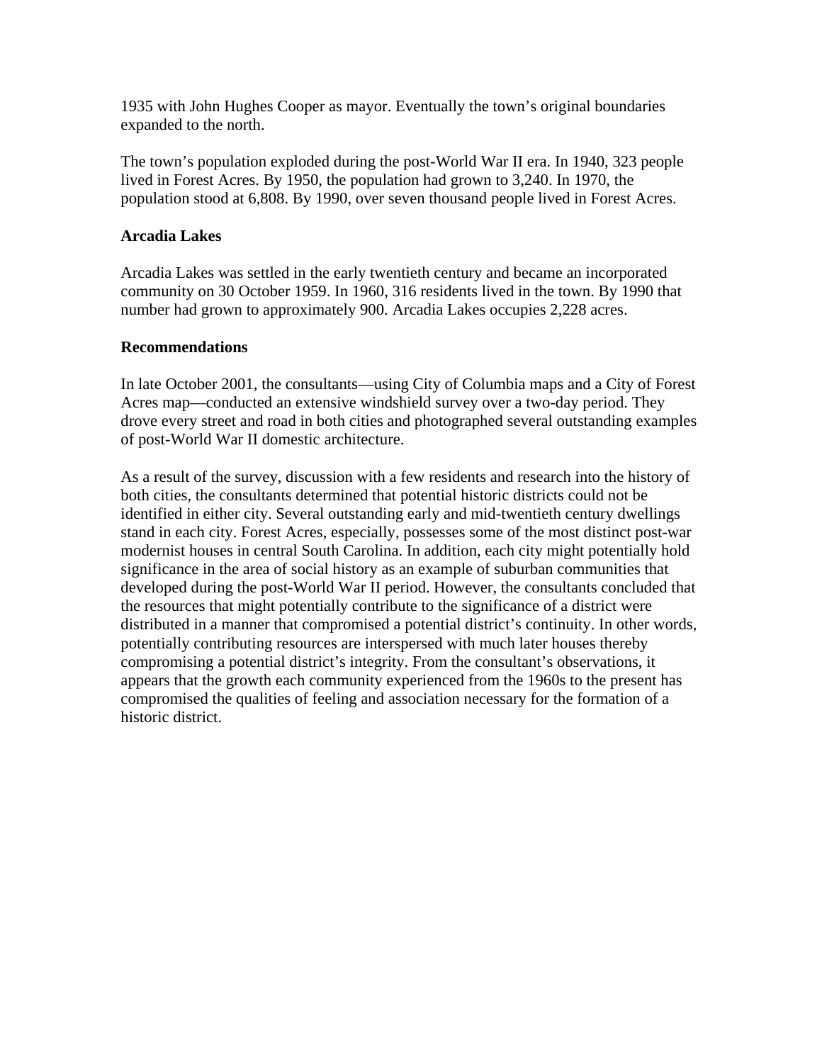1935 with John Hughes Cooper as mayor. Eventually the town's original boundaries expanded to the north.

The town's population exploded during the post-World War II era. In 1940, 323 people lived in Forest Acres. By 1950, the population had grown to 3,240. In 1970, the population stood at 6,808. By 1990, over seven thousand people lived in Forest Acres.

**Arcadia Lakes**

Arcadia Lakes was settled in the early twentieth century and became an incorporated community on 30 October 1959. In 1960, 316 residents lived in the town. By 1990 that number had grown to approximately 900. Arcadia Lakes occupies 2,228 acres.

**Recommendations**

In late October 2001, the consultants—using City of Columbia maps and a City of Forest Acres map—conducted an extensive windshield survey over a two-day period. They drove every street and road in both cities and photographed several outstanding examples of post-World War II domestic architecture.

As a result of the survey, discussion with a few residents and research into the history of both cities, the consultants determined that potential historic districts could not be identified in either city. Several outstanding early and mid-twentieth century dwellings stand in each city. Forest Acres, especially, possesses some of the most distinct post-war modernist houses in central South Carolina. In addition, each city might potentially hold significance in the area of social history as an example of suburban communities that developed during the post-World War II period. However, the consultants concluded that the resources that might potentially contribute to the significance of a district were distributed in a manner that compromised a potential district's continuity. In other words, potentially contributing resources are interspersed with much later houses thereby compromising a potential district's integrity. From the consultant's observations, it appears that the growth each community experienced from the 1960s to the present has compromised the qualities of feeling and association necessary for the formation of a historic district.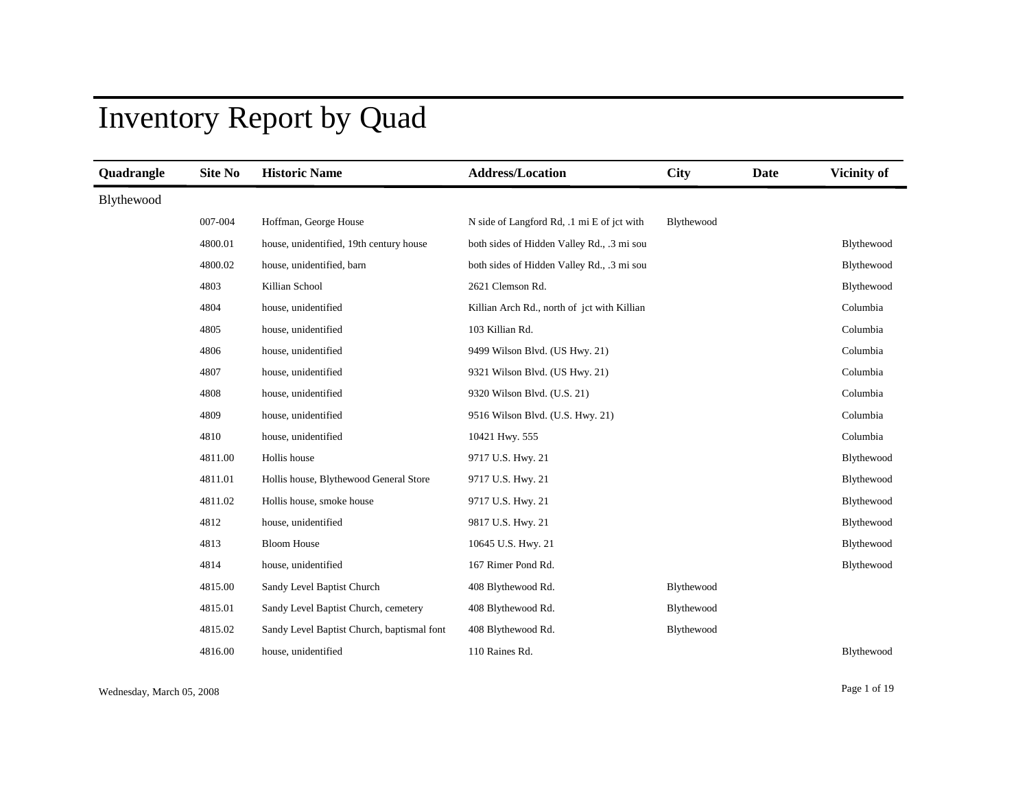# Inventory Report by Quad

| Quadrangle | Site No | Historic Name | Address/Location | City | Date | Vicinity of |
|---|---|---|---|---|---|---|
| Blythewood | | | | | | |
| | 007-004 | Hoffman, George House | N side of Langford Rd, .1 mi E of jct with | Blythewood | | |
| | 4800.01 | house, unidentified, 19th century house | both sides of Hidden Valley Rd., .3 mi sou | | | Blythewood |
| | 4800.02 | house, unidentified, barn | both sides of Hidden Valley Rd., .3 mi sou | | | Blythewood |
| | 4803 | Killian School | 2621 Clemson Rd. | | | Blythewood |
| | 4804 | house, unidentified | Killian Arch Rd., north of jct with Killian | | | Columbia |
| | 4805 | house, unidentified | 103 Killian Rd. | | | Columbia |
| | 4806 | house, unidentified | 9499 Wilson Blvd. (US Hwy. 21) | | | Columbia |
| | 4807 | house, unidentified | 9321 Wilson Blvd. (US Hwy. 21) | | | Columbia |
| | 4808 | house, unidentified | 9320 Wilson Blvd. (U.S. 21) | | | Columbia |
| | 4809 | house, unidentified | 9516 Wilson Blvd. (U.S. Hwy. 21) | | | Columbia |
| | 4810 | house, unidentified | 10421 Hwy. 555 | | | Columbia |
| | 4811.00 | Hollis house | 9717 U.S. Hwy. 21 | | | Blythewood |
| | 4811.01 | Hollis house, Blythewood General Store | 9717 U.S. Hwy. 21 | | | Blythewood |
| | 4811.02 | Hollis house, smoke house | 9717 U.S. Hwy. 21 | | | Blythewood |
| | 4812 | house, unidentified | 9817 U.S. Hwy. 21 | | | Blythewood |
| | 4813 | Bloom House | 10645 U.S. Hwy. 21 | | | Blythewood |
| | 4814 | house, unidentified | 167 Rimer Pond Rd. | | | Blythewood |
| | 4815.00 | Sandy Level Baptist Church | 408 Blythewood Rd. | Blythewood | | |
| | 4815.01 | Sandy Level Baptist Church, cemetery | 408 Blythewood Rd. | Blythewood | | |
| | 4815.02 | Sandy Level Baptist Church, baptismal font | 408 Blythewood Rd. | Blythewood | | |
| | 4816.00 | house, unidentified | 110 Raines Rd. | | | Blythewood |

Wednesday, March 05, 2008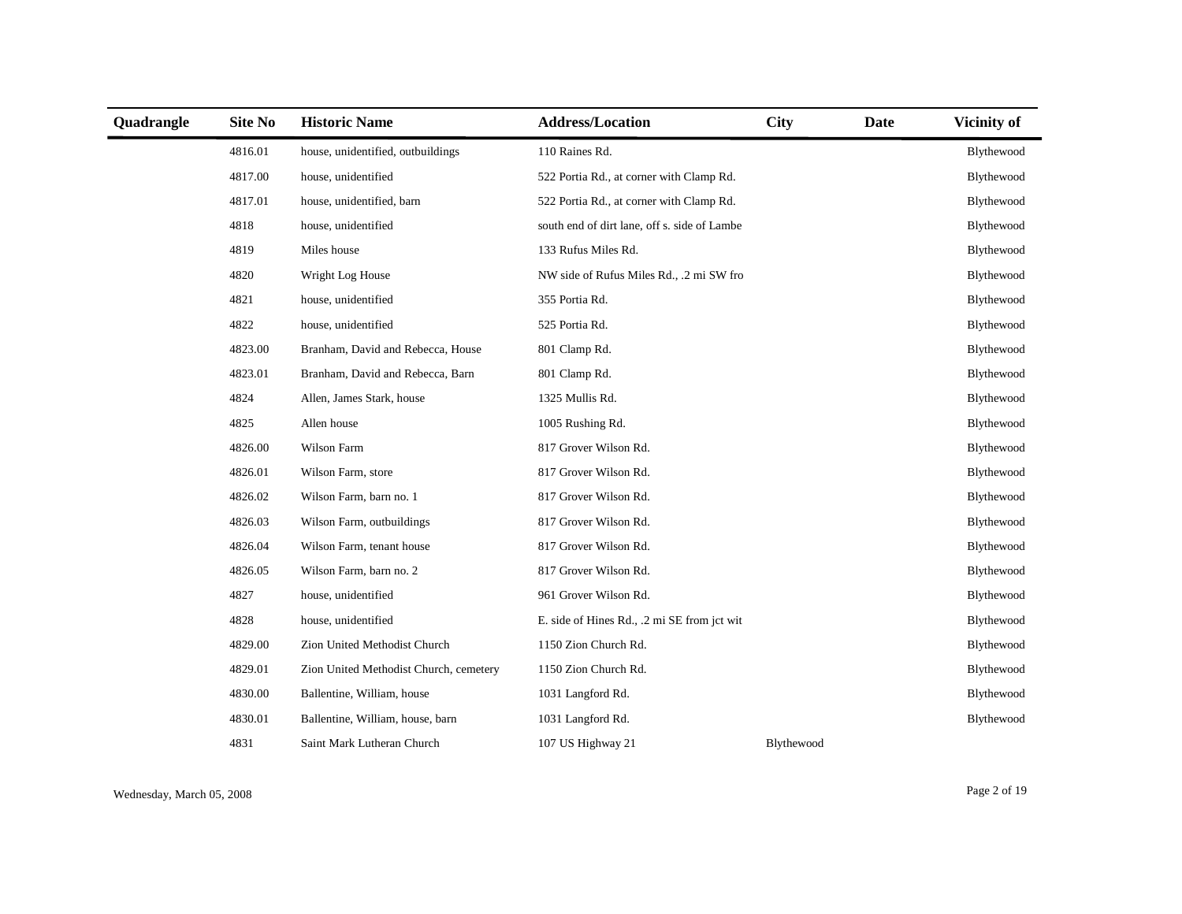| Quadrangle | Site No | Historic Name | Address/Location | City | Date | Vicinity of |
| --- | --- | --- | --- | --- | --- | --- |
| | 4816.01 | house, unidentified, outbuildings | 110 Raines Rd. | | | Blythewood |
| | 4817.00 | house, unidentified | 522 Portia Rd., at corner with Clamp Rd. | | | Blythewood |
| | 4817.01 | house, unidentified, barn | 522 Portia Rd., at corner with Clamp Rd. | | | Blythewood |
| | 4818 | house, unidentified | south end of dirt lane, off s. side of Lambe | | | Blythewood |
| | 4819 | Miles house | 133 Rufus Miles Rd. | | | Blythewood |
| | 4820 | Wright Log House | NW side of Rufus Miles Rd., .2 mi SW fro | | | Blythewood |
| | 4821 | house, unidentified | 355 Portia Rd. | | | Blythewood |
| | 4822 | house, unidentified | 525 Portia Rd. | | | Blythewood |
| | 4823.00 | Branham, David and Rebecca, House | 801 Clamp Rd. | | | Blythewood |
| | 4823.01 | Branham, David and Rebecca, Barn | 801 Clamp Rd. | | | Blythewood |
| | 4824 | Allen, James Stark, house | 1325 Mullis Rd. | | | Blythewood |
| | 4825 | Allen house | 1005 Rushing Rd. | | | Blythewood |
| | 4826.00 | Wilson Farm | 817 Grover Wilson Rd. | | | Blythewood |
| | 4826.01 | Wilson Farm, store | 817 Grover Wilson Rd. | | | Blythewood |
| | 4826.02 | Wilson Farm, barn no. 1 | 817 Grover Wilson Rd. | | | Blythewood |
| | 4826.03 | Wilson Farm, outbuildings | 817 Grover Wilson Rd. | | | Blythewood |
| | 4826.04 | Wilson Farm, tenant house | 817 Grover Wilson Rd. | | | Blythewood |
| | 4826.05 | Wilson Farm, barn no. 2 | 817 Grover Wilson Rd. | | | Blythewood |
| | 4827 | house, unidentified | 961 Grover Wilson Rd. | | | Blythewood |
| | 4828 | house, unidentified | E. side of Hines Rd., .2 mi SE from jct wit | | | Blythewood |
| | 4829.00 | Zion United Methodist Church | 1150 Zion Church Rd. | | | Blythewood |
| | 4829.01 | Zion United Methodist Church, cemetery | 1150 Zion Church Rd. | | | Blythewood |
| | 4830.00 | Ballentine, William, house | 1031 Langford Rd. | | | Blythewood |
| | 4830.01 | Ballentine, William, house, barn | 1031 Langford Rd. | | | Blythewood |
| | 4831 | Saint Mark Lutheran Church | 107 US Highway 21 | Blythewood | | |

Wednesday, March 05, 2008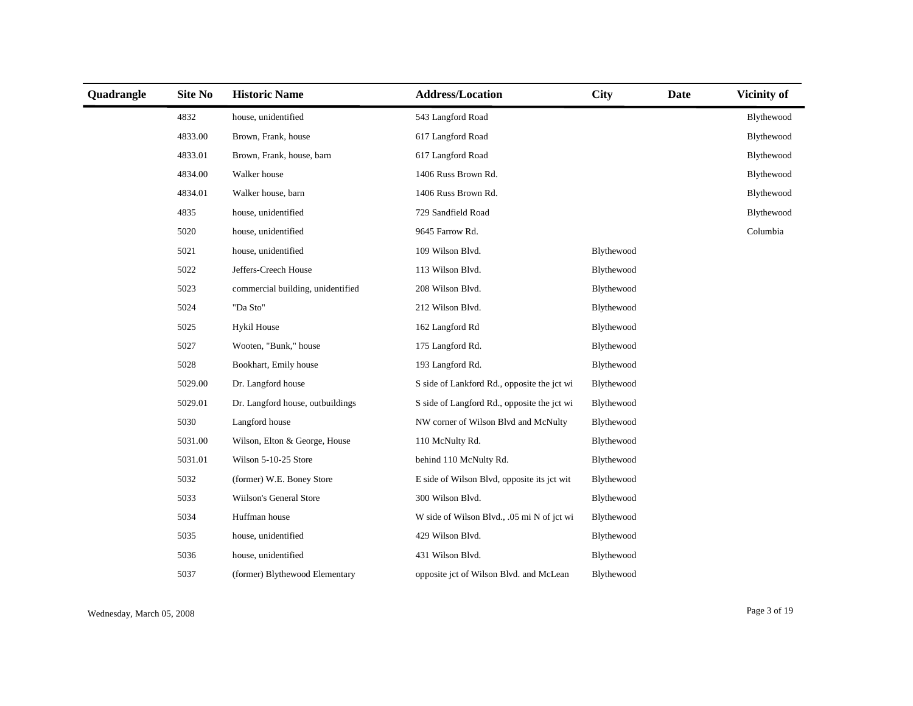| Quadrangle | Site No | Historic Name | Address/Location | City | Date | Vicinity of |
|---|---|---|---|---|---|---|
| | 4832 | house, unidentified | 543 Langford Road | | | Blythewood |
| | 4833.00 | Brown, Frank, house | 617 Langford Road | | | Blythewood |
| | 4833.01 | Brown, Frank, house, barn | 617 Langford Road | | | Blythewood |
| | 4834.00 | Walker house | 1406 Russ Brown Rd. | | | Blythewood |
| | 4834.01 | Walker house, barn | 1406 Russ Brown Rd. | | | Blythewood |
| | 4835 | house, unidentified | 729 Sandfield Road | | | Blythewood |
| | 5020 | house, unidentified | 9645 Farrow Rd. | | | Columbia |
| | 5021 | house, unidentified | 109 Wilson Blvd. | Blythewood | | |
| | 5022 | Jeffers-Creech House | 113 Wilson Blvd. | Blythewood | | |
| | 5023 | commercial building, unidentified | 208 Wilson Blvd. | Blythewood | | |
| | 5024 | "Da Sto" | 212 Wilson Blvd. | Blythewood | | |
| | 5025 | Hykil House | 162 Langford Rd | Blythewood | | |
| | 5027 | Wooten, "Bunk," house | 175 Langford Rd. | Blythewood | | |
| | 5028 | Bookhart, Emily house | 193 Langford Rd. | Blythewood | | |
| | 5029.00 | Dr. Langford house | S side of Lankford Rd., opposite the jct wi | Blythewood | | |
| | 5029.01 | Dr. Langford house, outbuildings | S side of Langford Rd., opposite the jct wi | Blythewood | | |
| | 5030 | Langford house | NW corner of Wilson Blvd and McNulty | Blythewood | | |
| | 5031.00 | Wilson, Elton & George, House | 110 McNulty Rd. | Blythewood | | |
| | 5031.01 | Wilson 5-10-25 Store | behind 110 McNulty Rd. | Blythewood | | |
| | 5032 | (former) W.E. Boney Store | E side of Wilson Blvd, opposite its jct wit | Blythewood | | |
| | 5033 | Wiilson's General Store | 300 Wilson Blvd. | Blythewood | | |
| | 5034 | Huffman house | W side of Wilson Blvd., .05 mi N of jct wi | Blythewood | | |
| | 5035 | house, unidentified | 429 Wilson Blvd. | Blythewood | | |
| | 5036 | house, unidentified | 431 Wilson Blvd. | Blythewood | | |
| | 5037 | (former) Blythewood Elementary | opposite jct of Wilson Blvd. and McLean | Blythewood | | |

Wednesday, March 05, 2008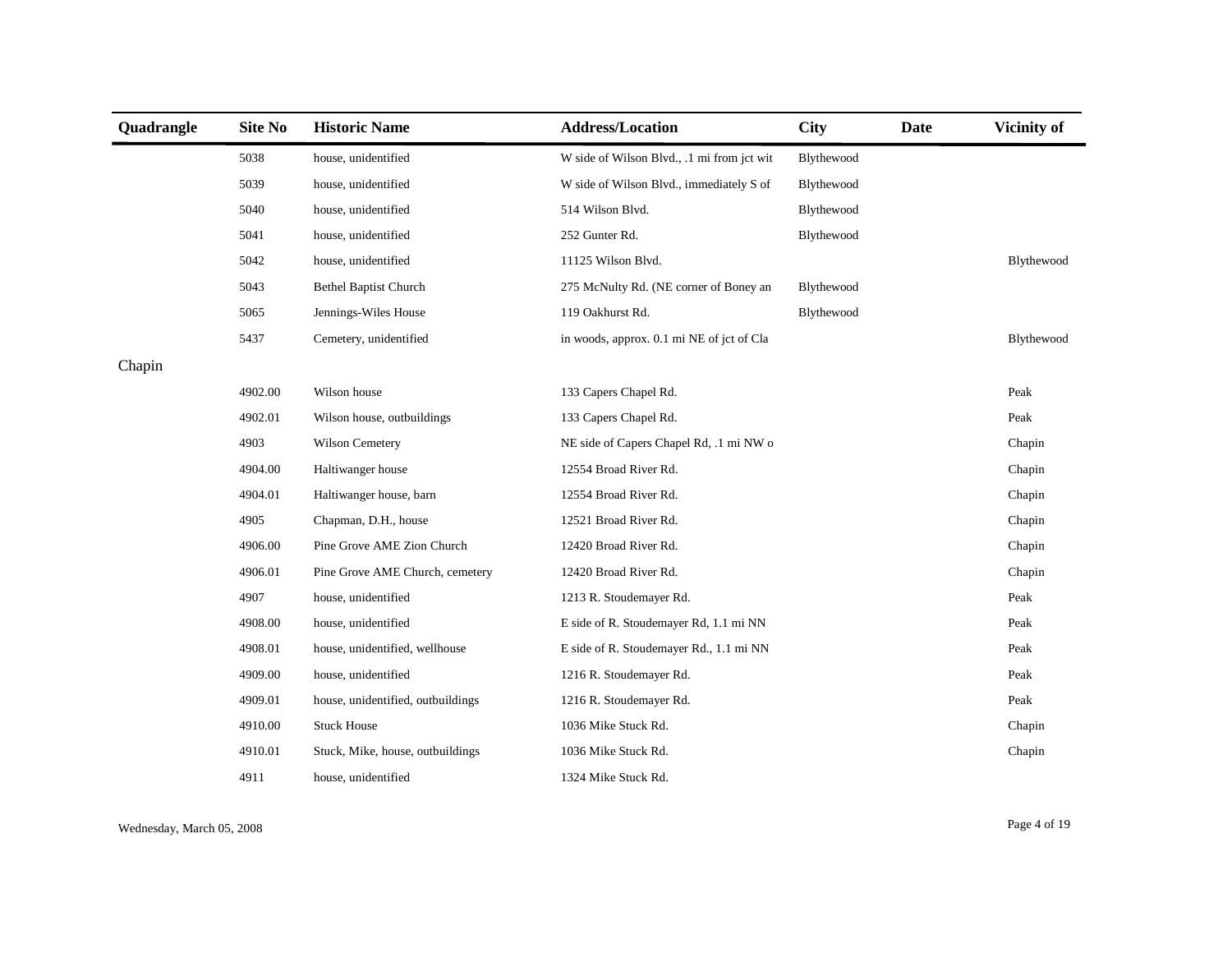| Quadrangle | Site No | Historic Name | Address/Location | City | Date | Vicinity of |
|---|---|---|---|---|---|---|
| | 5038 | house, unidentified | W side of Wilson Blvd., .1 mi from jct wit | Blythewood | | |
| | 5039 | house, unidentified | W side of Wilson Blvd., immediately S of | Blythewood | | |
| | 5040 | house, unidentified | 514 Wilson Blvd. | Blythewood | | |
| | 5041 | house, unidentified | 252 Gunter Rd. | Blythewood | | |
| | 5042 | house, unidentified | 11125 Wilson Blvd. | | | Blythewood |
| | 5043 | Bethel Baptist Church | 275 McNulty Rd. (NE corner of Boney an | Blythewood | | |
| | 5065 | Jennings-Wiles House | 119 Oakhurst Rd. | Blythewood | | |
| | 5437 | Cemetery, unidentified | in woods, approx. 0.1 mi NE of jct of Cla | | | Blythewood |
| Chapin | | | | | | |
| | 4902.00 | Wilson house | 133 Capers Chapel Rd. | | | Peak |
| | 4902.01 | Wilson house, outbuildings | 133 Capers Chapel Rd. | | | Peak |
| | 4903 | Wilson Cemetery | NE side of Capers Chapel Rd, .1 mi NW o | | | Chapin |
| | 4904.00 | Haltiwanger house | 12554 Broad River Rd. | | | Chapin |
| | 4904.01 | Haltiwanger house, barn | 12554 Broad River Rd. | | | Chapin |
| | 4905 | Chapman, D.H., house | 12521 Broad River Rd. | | | Chapin |
| | 4906.00 | Pine Grove AME Zion Church | 12420 Broad River Rd. | | | Chapin |
| | 4906.01 | Pine Grove AME Church, cemetery | 12420 Broad River Rd. | | | Chapin |
| | 4907 | house, unidentified | 1213 R. Stoudemayer Rd. | | | Peak |
| | 4908.00 | house, unidentified | E side of R. Stoudemayer Rd, 1.1 mi NN | | | Peak |
| | 4908.01 | house, unidentified, wellhouse | E side of R. Stoudemayer Rd., 1.1 mi NN | | | Peak |
| | 4909.00 | house, unidentified | 1216 R. Stoudemayer Rd. | | | Peak |
| | 4909.01 | house, unidentified, outbuildings | 1216 R. Stoudemayer Rd. | | | Peak |
| | 4910.00 | Stuck House | 1036 Mike Stuck Rd. | | | Chapin |
| | 4910.01 | Stuck, Mike, house, outbuildings | 1036 Mike Stuck Rd. | | | Chapin |
| | 4911 | house, unidentified | 1324 Mike Stuck Rd. | | | |

Wednesday, March 05, 2008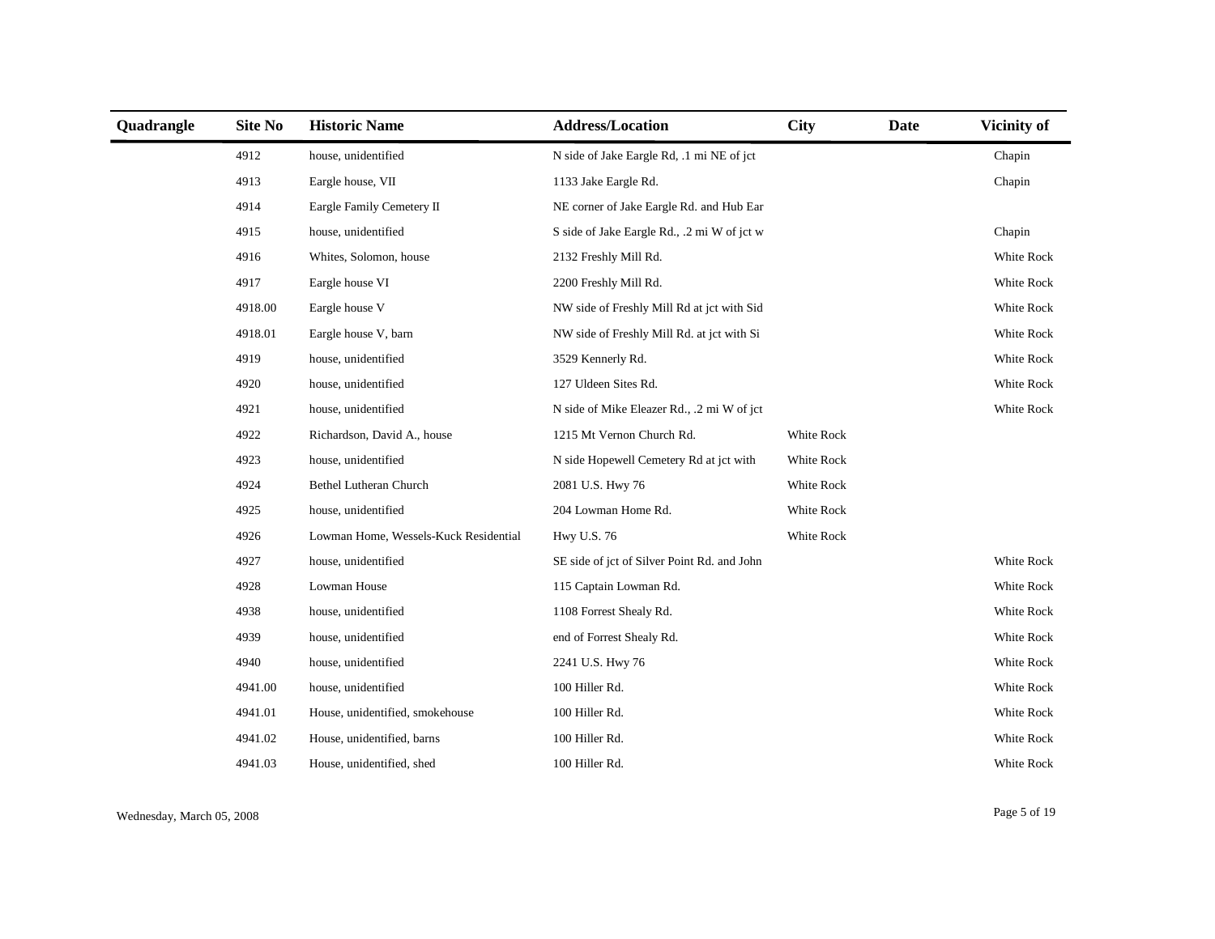| Quadrangle | Site No | Historic Name | Address/Location | City | Date | Vicinity of |
|---|---|---|---|---|---|---|
| | 4912 | house, unidentified | N side of Jake Eargle Rd, .1 mi NE of jct | | | Chapin |
| | 4913 | Eargle house, VII | 1133 Jake Eargle Rd. | | | Chapin |
| | 4914 | Eargle Family Cemetery II | NE corner of Jake Eargle Rd. and Hub Ear | | | |
| | 4915 | house, unidentified | S side of Jake Eargle Rd., .2 mi W of jct w | | | Chapin |
| | 4916 | Whites, Solomon, house | 2132 Freshly Mill Rd. | | | White Rock |
| | 4917 | Eargle house VI | 2200 Freshly Mill Rd. | | | White Rock |
| | 4918.00 | Eargle house V | NW side of Freshly Mill Rd at jct with Sid | | | White Rock |
| | 4918.01 | Eargle house V, barn | NW side of Freshly Mill Rd. at jct with Si | | | White Rock |
| | 4919 | house, unidentified | 3529 Kennerly Rd. | | | White Rock |
| | 4920 | house, unidentified | 127 Uldeen Sites Rd. | | | White Rock |
| | 4921 | house, unidentified | N side of Mike Eleazer Rd., .2 mi W of jct | | | White Rock |
| | 4922 | Richardson, David A., house | 1215 Mt Vernon Church Rd. | White Rock | | |
| | 4923 | house, unidentified | N side Hopewell Cemetery Rd at jct with | White Rock | | |
| | 4924 | Bethel Lutheran Church | 2081 U.S. Hwy 76 | White Rock | | |
| | 4925 | house, unidentified | 204 Lowman Home Rd. | White Rock | | |
| | 4926 | Lowman Home, Wessels-Kuck Residential | Hwy U.S. 76 | White Rock | | |
| | 4927 | house, unidentified | SE side of jct of Silver Point Rd. and John | | | White Rock |
| | 4928 | Lowman House | 115 Captain Lowman Rd. | | | White Rock |
| | 4938 | house, unidentified | 1108 Forrest Shealy Rd. | | | White Rock |
| | 4939 | house, unidentified | end of Forrest Shealy Rd. | | | White Rock |
| | 4940 | house, unidentified | 2241 U.S. Hwy 76 | | | White Rock |
| | 4941.00 | house, unidentified | 100 Hiller Rd. | | | White Rock |
| | 4941.01 | House, unidentified, smokehouse | 100 Hiller Rd. | | | White Rock |
| | 4941.02 | House, unidentified, barns | 100 Hiller Rd. | | | White Rock |
| | 4941.03 | House, unidentified, shed | 100 Hiller Rd. | | | White Rock |

Wednesday, March 05, 2008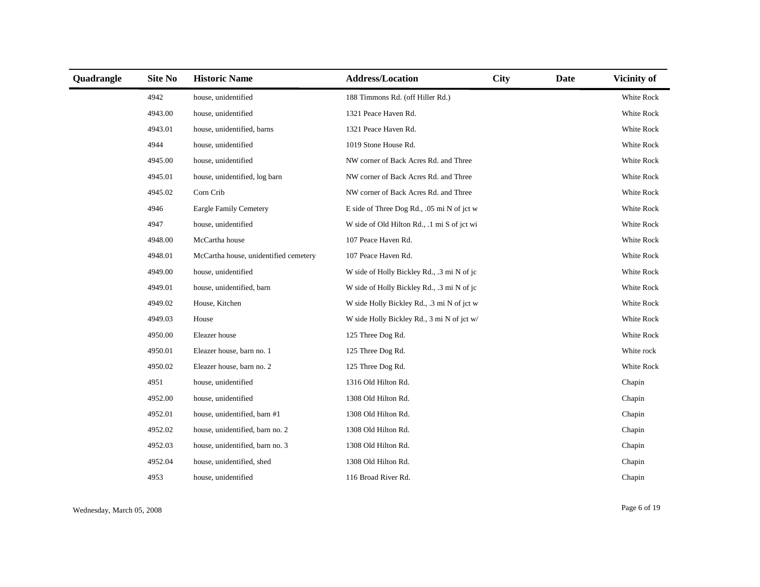| Quadrangle | Site No | Historic Name | Address/Location | City | Date | Vicinity of |
|---|---|---|---|---|---|---|
| | 4942 | house, unidentified | 188 Timmons Rd. (off Hiller Rd.) | | | White Rock |
| | 4943.00 | house, unidentified | 1321 Peace Haven Rd. | | | White Rock |
| | 4943.01 | house, unidentified, barns | 1321 Peace Haven Rd. | | | White Rock |
| | 4944 | house, unidentified | 1019 Stone House Rd. | | | White Rock |
| | 4945.00 | house, unidentified | NW corner of Back Acres Rd. and Three | | | White Rock |
| | 4945.01 | house, unidentified, log barn | NW corner of Back Acres Rd. and Three | | | White Rock |
| | 4945.02 | Corn Crib | NW corner of Back Acres Rd. and Three | | | White Rock |
| | 4946 | Eargle Family Cemetery | E side of Three Dog Rd., .05 mi N of jct w | | | White Rock |
| | 4947 | house, unidentified | W side of Old Hilton Rd., .1 mi S of jct wi | | | White Rock |
| | 4948.00 | McCartha house | 107 Peace Haven Rd. | | | White Rock |
| | 4948.01 | McCartha house, unidentified cemetery | 107 Peace Haven Rd. | | | White Rock |
| | 4949.00 | house, unidentified | W side of Holly Bickley Rd., .3 mi N of jc | | | White Rock |
| | 4949.01 | house, unidentified, barn | W side of Holly Bickley Rd., .3 mi N of jc | | | White Rock |
| | 4949.02 | House, Kitchen | W side Holly Bickley Rd., .3 mi N of jct w | | | White Rock |
| | 4949.03 | House | W side Holly Bickley Rd., 3 mi N of jct w/ | | | White Rock |
| | 4950.00 | Eleazer house | 125 Three Dog Rd. | | | White Rock |
| | 4950.01 | Eleazer house, barn no. 1 | 125 Three Dog Rd. | | | White rock |
| | 4950.02 | Eleazer house, barn no. 2 | 125 Three Dog Rd. | | | White Rock |
| | 4951 | house, unidentified | 1316 Old Hilton Rd. | | | Chapin |
| | 4952.00 | house, unidentified | 1308 Old Hilton Rd. | | | Chapin |
| | 4952.01 | house, unidentified, barn #1 | 1308 Old Hilton Rd. | | | Chapin |
| | 4952.02 | house, unidentified, barn no. 2 | 1308 Old Hilton Rd. | | | Chapin |
| | 4952.03 | house, unidentified, barn no. 3 | 1308 Old Hilton Rd. | | | Chapin |
| | 4952.04 | house, unidentified, shed | 1308 Old Hilton Rd. | | | Chapin |
| | 4953 | house, unidentified | 116 Broad River Rd. | | | Chapin |

Wednesday, March 05, 2008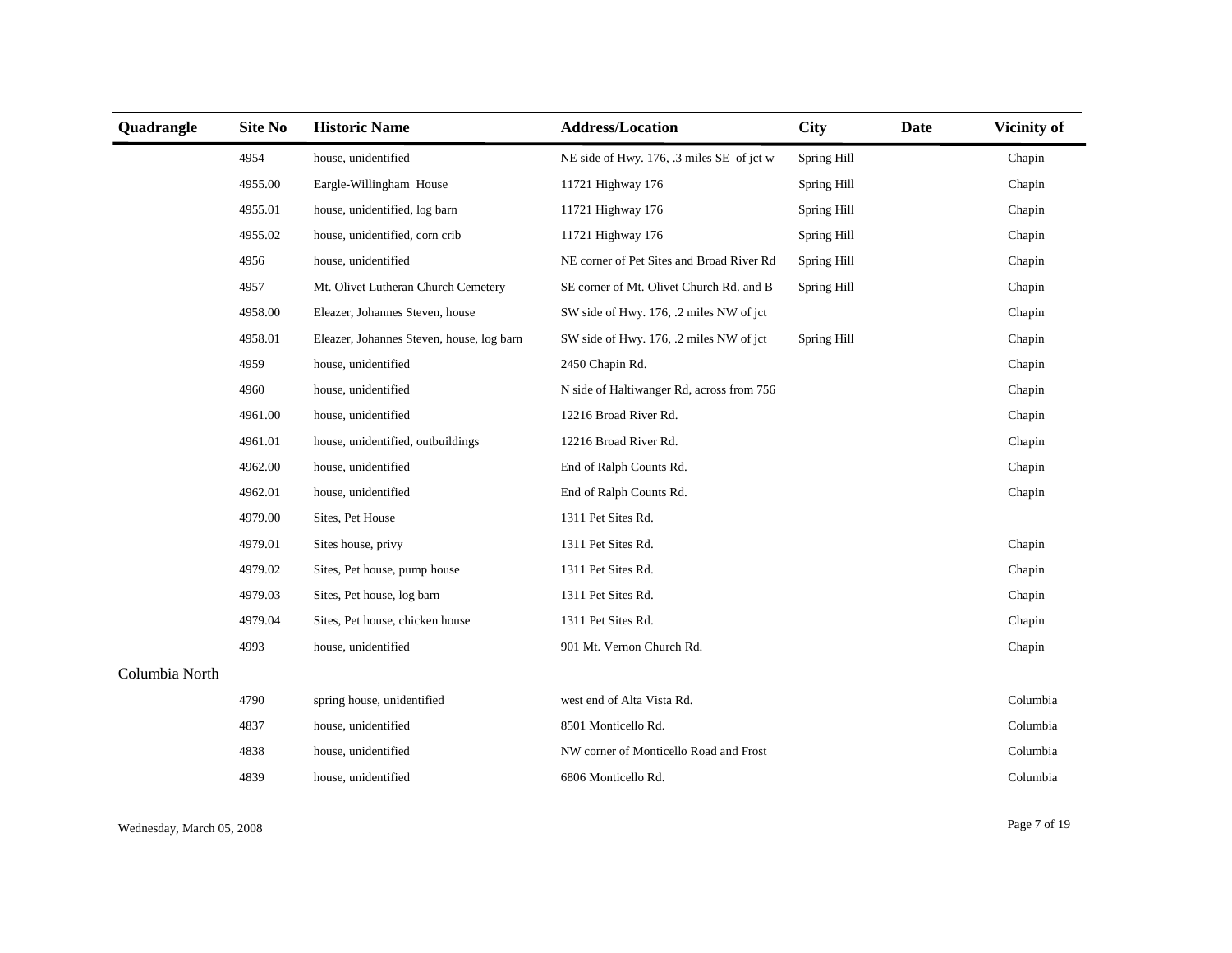| Quadrangle | Site No | Historic Name | Address/Location | City | Date | Vicinity of |
|---|---|---|---|---|---|---|
| | 4954 | house, unidentified | NE side of Hwy. 176, .3 miles SE of jct w | Spring Hill | | Chapin |
| | 4955.00 | Eargle-Willingham House | 11721 Highway 176 | Spring Hill | | Chapin |
| | 4955.01 | house, unidentified, log barn | 11721 Highway 176 | Spring Hill | | Chapin |
| | 4955.02 | house, unidentified, corn crib | 11721 Highway 176 | Spring Hill | | Chapin |
| | 4956 | house, unidentified | NE corner of Pet Sites and Broad River Rd | Spring Hill | | Chapin |
| | 4957 | Mt. Olivet Lutheran Church Cemetery | SE corner of Mt. Olivet Church Rd. and B | Spring Hill | | Chapin |
| | 4958.00 | Eleazer, Johannes Steven, house | SW side of Hwy. 176, .2 miles NW of jct | | | Chapin |
| | 4958.01 | Eleazer, Johannes Steven, house, log barn | SW side of Hwy. 176, .2 miles NW of jct | Spring Hill | | Chapin |
| | 4959 | house, unidentified | 2450 Chapin Rd. | | | Chapin |
| | 4960 | house, unidentified | N side of Haltiwanger Rd, across from 756 | | | Chapin |
| | 4961.00 | house, unidentified | 12216 Broad River Rd. | | | Chapin |
| | 4961.01 | house, unidentified, outbuildings | 12216 Broad River Rd. | | | Chapin |
| | 4962.00 | house, unidentified | End of Ralph Counts Rd. | | | Chapin |
| | 4962.01 | house, unidentified | End of Ralph Counts Rd. | | | Chapin |
| | 4979.00 | Sites, Pet House | 1311 Pet Sites Rd. | | | |
| | 4979.01 | Sites house, privy | 1311 Pet Sites Rd. | | | Chapin |
| | 4979.02 | Sites, Pet house, pump house | 1311 Pet Sites Rd. | | | Chapin |
| | 4979.03 | Sites, Pet house, log barn | 1311 Pet Sites Rd. | | | Chapin |
| | 4979.04 | Sites, Pet house, chicken house | 1311 Pet Sites Rd. | | | Chapin |
| | 4993 | house, unidentified | 901 Mt. Vernon Church Rd. | | | Chapin |
| Columbia North | | | | | | |
| | 4790 | spring house, unidentified | west end of Alta Vista Rd. | | | Columbia |
| | 4837 | house, unidentified | 8501 Monticello Rd. | | | Columbia |
| | 4838 | house, unidentified | NW corner of Monticello Road and Frost | | | Columbia |
| | 4839 | house, unidentified | 6806 Monticello Rd. | | | Columbia |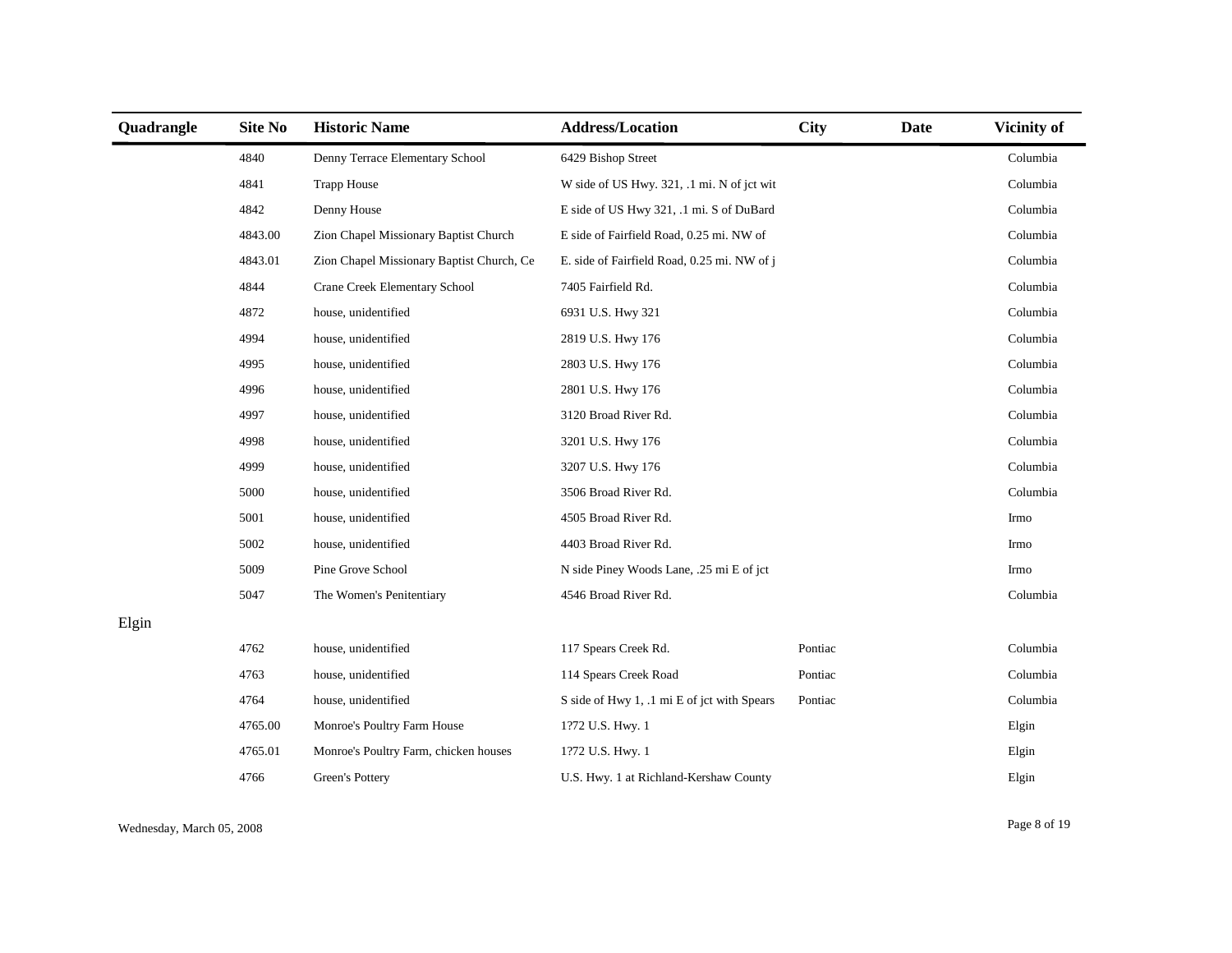| Quadrangle | Site No | Historic Name | Address/Location | City | Date | Vicinity of |
|---|---|---|---|---|---|---|
| | 4840 | Denny Terrace Elementary School | 6429 Bishop Street | | | Columbia |
| | 4841 | Trapp House | W side of US Hwy. 321, .1 mi. N of jct wit | | | Columbia |
| | 4842 | Denny House | E side of US Hwy 321, .1 mi. S of DuBard | | | Columbia |
| | 4843.00 | Zion Chapel Missionary Baptist Church | E side of Fairfield Road, 0.25 mi. NW of | | | Columbia |
| | 4843.01 | Zion Chapel Missionary Baptist Church, Ce | E. side of Fairfield Road, 0.25 mi. NW of j | | | Columbia |
| | 4844 | Crane Creek Elementary School | 7405 Fairfield Rd. | | | Columbia |
| | 4872 | house, unidentified | 6931 U.S. Hwy 321 | | | Columbia |
| | 4994 | house, unidentified | 2819 U.S. Hwy 176 | | | Columbia |
| | 4995 | house, unidentified | 2803 U.S. Hwy 176 | | | Columbia |
| | 4996 | house, unidentified | 2801 U.S. Hwy 176 | | | Columbia |
| | 4997 | house, unidentified | 3120 Broad River Rd. | | | Columbia |
| | 4998 | house, unidentified | 3201 U.S. Hwy 176 | | | Columbia |
| | 4999 | house, unidentified | 3207 U.S. Hwy 176 | | | Columbia |
| | 5000 | house, unidentified | 3506 Broad River Rd. | | | Columbia |
| | 5001 | house, unidentified | 4505 Broad River Rd. | | | Irmo |
| | 5002 | house, unidentified | 4403 Broad River Rd. | | | Irmo |
| | 5009 | Pine Grove School | N side Piney Woods Lane, .25 mi E of jct | | | Irmo |
| | 5047 | The Women's Penitentiary | 4546 Broad River Rd. | | | Columbia |
| Elgin | | | | | | |
| | 4762 | house, unidentified | 117 Spears Creek Rd. | Pontiac | | Columbia |
| | 4763 | house, unidentified | 114 Spears Creek Road | Pontiac | | Columbia |
| | 4764 | house, unidentified | S side of Hwy 1, .1 mi E of jct with Spears | Pontiac | | Columbia |
| | 4765.00 | Monroe's Poultry Farm House | 1?72 U.S. Hwy. 1 | | | Elgin |
| | 4765.01 | Monroe's Poultry Farm, chicken houses | 1?72 U.S. Hwy. 1 | | | Elgin |
| | 4766 | Green's Pottery | U.S. Hwy. 1 at Richland-Kershaw County | | | Elgin |

Wednesday, March 05, 2008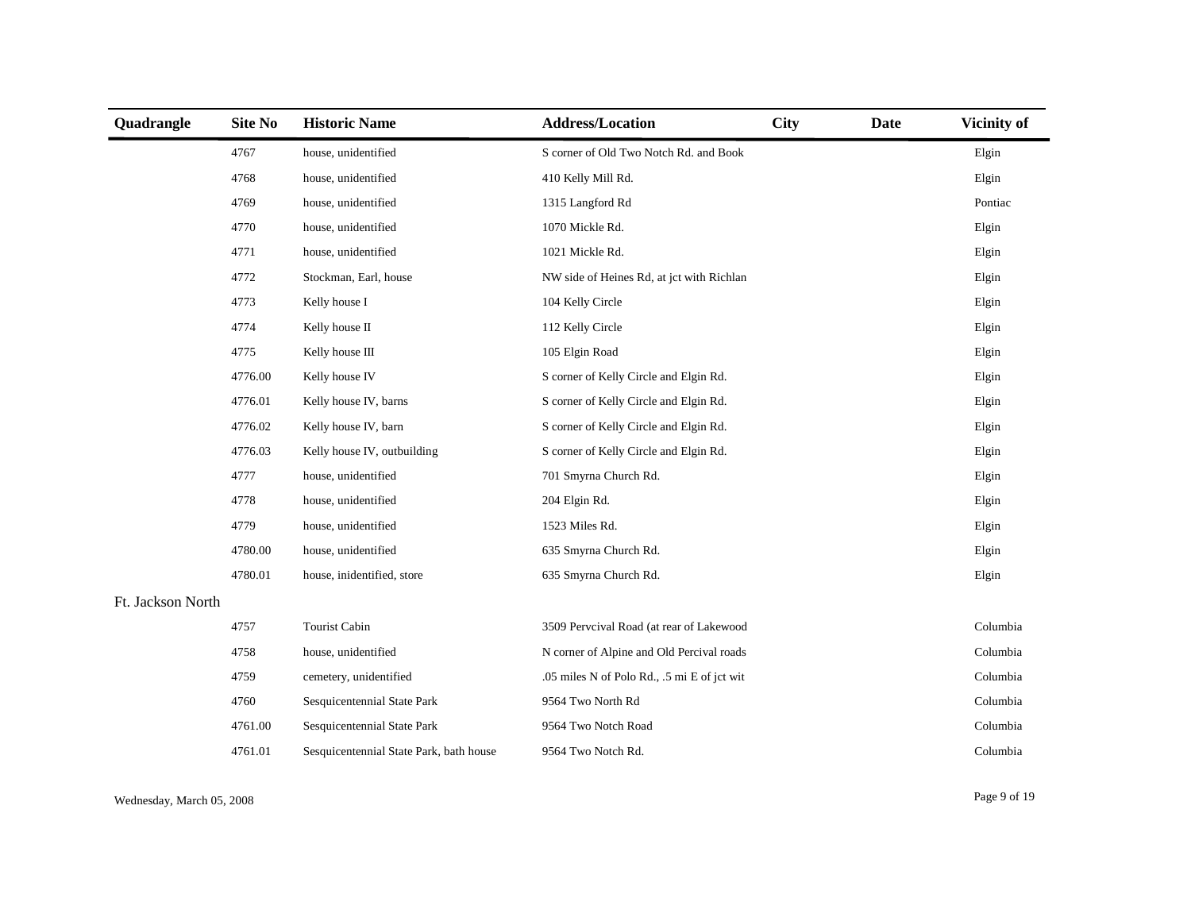| Quadrangle | Site No | Historic Name | Address/Location | City | Date | Vicinity of |
|---|---|---|---|---|---|---|
| | 4767 | house, unidentified | S corner of Old Two Notch Rd. and Book | | | Elgin |
| | 4768 | house, unidentified | 410 Kelly Mill Rd. | | | Elgin |
| | 4769 | house, unidentified | 1315 Langford Rd | | | Pontiac |
| | 4770 | house, unidentified | 1070 Mickle Rd. | | | Elgin |
| | 4771 | house, unidentified | 1021 Mickle Rd. | | | Elgin |
| | 4772 | Stockman, Earl, house | NW side of Heines Rd, at jct with Richlan | | | Elgin |
| | 4773 | Kelly house I | 104 Kelly Circle | | | Elgin |
| | 4774 | Kelly house II | 112 Kelly Circle | | | Elgin |
| | 4775 | Kelly house III | 105 Elgin Road | | | Elgin |
| | 4776.00 | Kelly house IV | S corner of Kelly Circle and Elgin Rd. | | | Elgin |
| | 4776.01 | Kelly house IV, barns | S corner of Kelly Circle and Elgin Rd. | | | Elgin |
| | 4776.02 | Kelly house IV, barn | S corner of Kelly Circle and Elgin Rd. | | | Elgin |
| | 4776.03 | Kelly house IV, outbuilding | S corner of Kelly Circle and Elgin Rd. | | | Elgin |
| | 4777 | house, unidentified | 701 Smyrna Church Rd. | | | Elgin |
| | 4778 | house, unidentified | 204 Elgin Rd. | | | Elgin |
| | 4779 | house, unidentified | 1523 Miles Rd. | | | Elgin |
| | 4780.00 | house, unidentified | 635 Smyrna Church Rd. | | | Elgin |
| | 4780.01 | house, inidentified, store | 635 Smyrna Church Rd. | | | Elgin |
| Ft. Jackson North | | | | | | |
| | 4757 | Tourist Cabin | 3509 Pervcival Road (at rear of Lakewood | | | Columbia |
| | 4758 | house, unidentified | N corner of Alpine and Old Percival roads | | | Columbia |
| | 4759 | cemetery, unidentified | .05 miles N of Polo Rd., .5 mi E of jct wit | | | Columbia |
| | 4760 | Sesquicentennial State Park | 9564 Two North Rd | | | Columbia |
| | 4761.00 | Sesquicentennial State Park | 9564 Two Notch Road | | | Columbia |
| | 4761.01 | Sesquicentennial State Park, bath house | 9564 Two Notch Rd. | | | Columbia |

Wednesday, March 05, 2008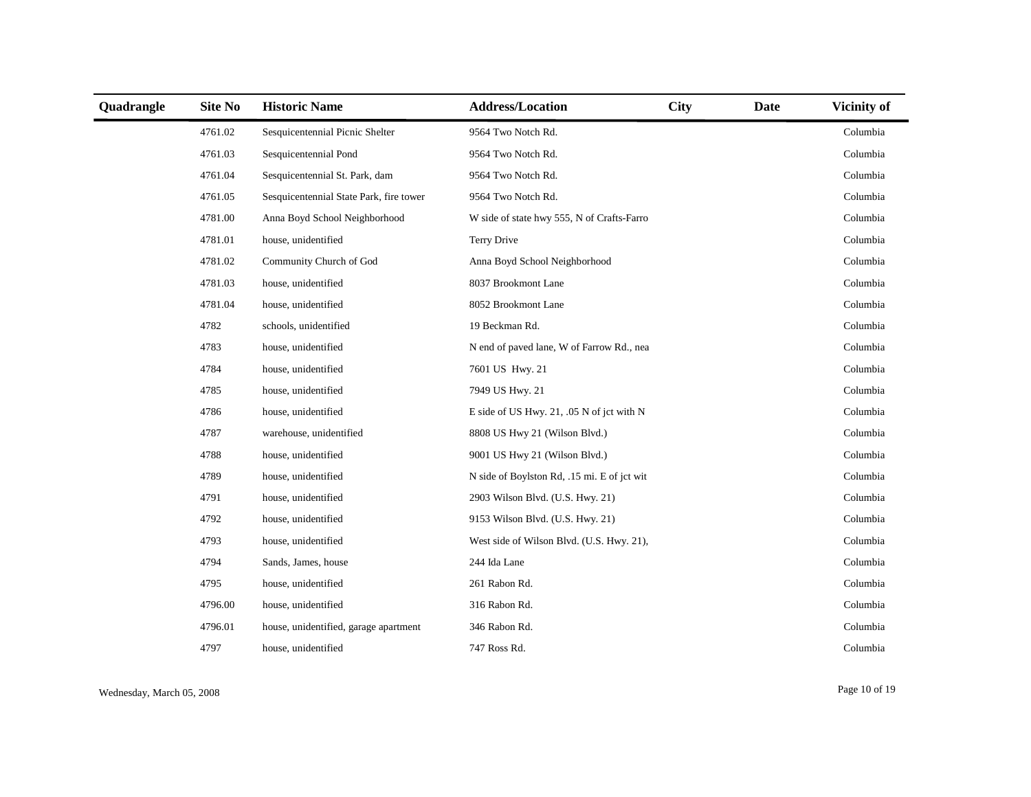| Quadrangle | Site No | Historic Name | Address/Location | City | Date | Vicinity of |
|---|---|---|---|---|---|---|
| | 4761.02 | Sesquicentennial Picnic Shelter | 9564 Two Notch Rd. | | | Columbia |
| | 4761.03 | Sesquicentennial Pond | 9564 Two Notch Rd. | | | Columbia |
| | 4761.04 | Sesquicentennial St. Park, dam | 9564 Two Notch Rd. | | | Columbia |
| | 4761.05 | Sesquicentennial State Park, fire tower | 9564 Two Notch Rd. | | | Columbia |
| | 4781.00 | Anna Boyd School Neighborhood | W side of state hwy 555, N of Crafts-Farro | | | Columbia |
| | 4781.01 | house, unidentified | Terry Drive | | | Columbia |
| | 4781.02 | Community Church of God | Anna Boyd School Neighborhood | | | Columbia |
| | 4781.03 | house, unidentified | 8037 Brookmont Lane | | | Columbia |
| | 4781.04 | house, unidentified | 8052 Brookmont Lane | | | Columbia |
| | 4782 | schools, unidentified | 19 Beckman Rd. | | | Columbia |
| | 4783 | house, unidentified | N end of paved lane, W of Farrow Rd., nea | | | Columbia |
| | 4784 | house, unidentified | 7601 US Hwy. 21 | | | Columbia |
| | 4785 | house, unidentified | 7949 US Hwy. 21 | | | Columbia |
| | 4786 | house, unidentified | E side of US Hwy. 21, .05 N of jct with N | | | Columbia |
| | 4787 | warehouse, unidentified | 8808 US Hwy 21 (Wilson Blvd.) | | | Columbia |
| | 4788 | house, unidentified | 9001 US Hwy 21 (Wilson Blvd.) | | | Columbia |
| | 4789 | house, unidentified | N side of Boylston Rd, .15 mi. E of jct wit | | | Columbia |
| | 4791 | house, unidentified | 2903 Wilson Blvd. (U.S. Hwy. 21) | | | Columbia |
| | 4792 | house, unidentified | 9153 Wilson Blvd. (U.S. Hwy. 21) | | | Columbia |
| | 4793 | house, unidentified | West side of Wilson Blvd. (U.S. Hwy. 21), | | | Columbia |
| | 4794 | Sands, James, house | 244 Ida Lane | | | Columbia |
| | 4795 | house, unidentified | 261 Rabon Rd. | | | Columbia |
| | 4796.00 | house, unidentified | 316 Rabon Rd. | | | Columbia |
| | 4796.01 | house, unidentified, garage apartment | 346 Rabon Rd. | | | Columbia |
| | 4797 | house, unidentified | 747 Ross Rd. | | | Columbia |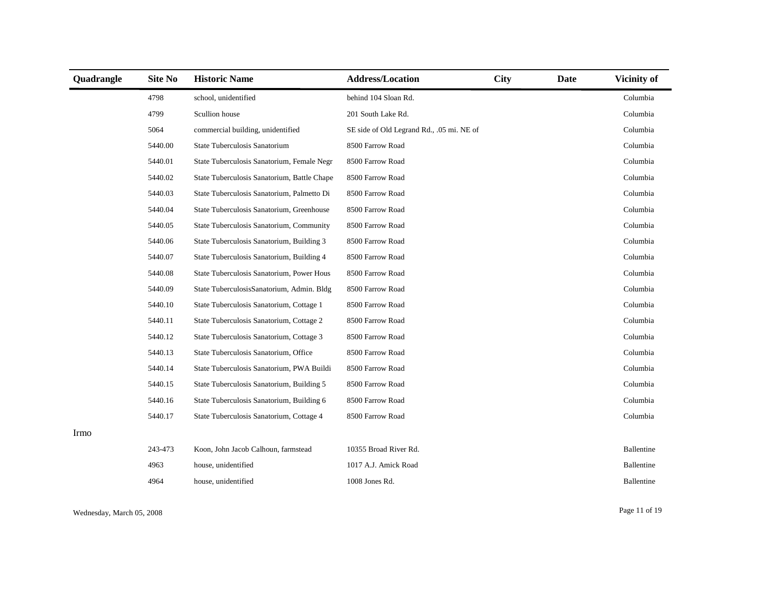| Quadrangle | Site No | Historic Name | Address/Location | City | Date | Vicinity of |
|---|---|---|---|---|---|---|
| | 4798 | school, unidentified | behind 104 Sloan Rd. | | | Columbia |
| | 4799 | Scullion house | 201 South Lake Rd. | | | Columbia |
| | 5064 | commercial building, unidentified | SE side of Old Legrand Rd., .05 mi. NE of | | | Columbia |
| | 5440.00 | State Tuberculosis Sanatorium | 8500 Farrow Road | | | Columbia |
| | 5440.01 | State Tuberculosis Sanatorium, Female Negr | 8500 Farrow Road | | | Columbia |
| | 5440.02 | State Tuberculosis Sanatorium, Battle Chape | 8500 Farrow Road | | | Columbia |
| | 5440.03 | State Tuberculosis Sanatorium, Palmetto Di | 8500 Farrow Road | | | Columbia |
| | 5440.04 | State Tuberculosis Sanatorium, Greenhouse | 8500 Farrow Road | | | Columbia |
| | 5440.05 | State Tuberculosis Sanatorium, Community | 8500 Farrow Road | | | Columbia |
| | 5440.06 | State Tuberculosis Sanatorium, Building 3 | 8500 Farrow Road | | | Columbia |
| | 5440.07 | State Tuberculosis Sanatorium, Building 4 | 8500 Farrow Road | | | Columbia |
| | 5440.08 | State Tuberculosis Sanatorium, Power Hous | 8500 Farrow Road | | | Columbia |
| | 5440.09 | State TuberculosisSanatorium, Admin. Bldg | 8500 Farrow Road | | | Columbia |
| | 5440.10 | State Tuberculosis Sanatorium, Cottage 1 | 8500 Farrow Road | | | Columbia |
| | 5440.11 | State Tuberculosis Sanatorium, Cottage 2 | 8500 Farrow Road | | | Columbia |
| | 5440.12 | State Tuberculosis Sanatorium, Cottage 3 | 8500 Farrow Road | | | Columbia |
| | 5440.13 | State Tuberculosis Sanatorium, Office | 8500 Farrow Road | | | Columbia |
| | 5440.14 | State Tuberculosis Sanatorium, PWA Buildi | 8500 Farrow Road | | | Columbia |
| | 5440.15 | State Tuberculosis Sanatorium, Building 5 | 8500 Farrow Road | | | Columbia |
| | 5440.16 | State Tuberculosis Sanatorium, Building 6 | 8500 Farrow Road | | | Columbia |
| | 5440.17 | State Tuberculosis Sanatorium, Cottage 4 | 8500 Farrow Road | | | Columbia |
| Irmo | | | | | | |
| | 243-473 | Koon, John Jacob Calhoun, farmstead | 10355 Broad River Rd. | | | Ballentine |
| | 4963 | house, unidentified | 1017 A.J. Amick Road | | | Ballentine |
| | 4964 | house, unidentified | 1008 Jones Rd. | | | Ballentine |

Wednesday, March 05, 2008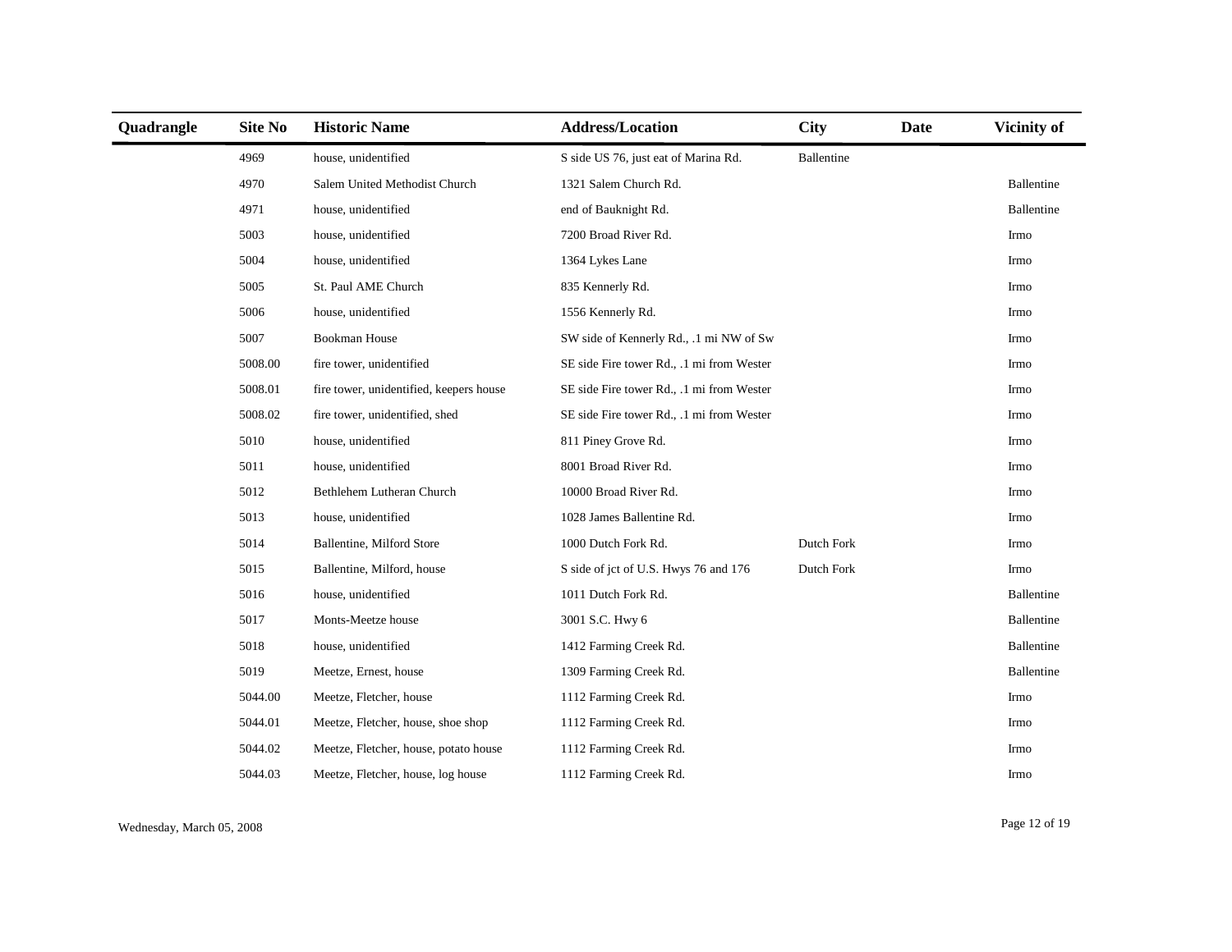| Quadrangle | Site No | Historic Name | Address/Location | City | Date | Vicinity of |
|---|---|---|---|---|---|---|
| | 4969 | house, unidentified | S side US 76, just eat of Marina Rd. | Ballentine | | |
| | 4970 | Salem United Methodist Church | 1321 Salem Church Rd. | | | Ballentine |
| | 4971 | house, unidentified | end of Bauknight Rd. | | | Ballentine |
| | 5003 | house, unidentified | 7200 Broad River Rd. | | | Irmo |
| | 5004 | house, unidentified | 1364 Lykes Lane | | | Irmo |
| | 5005 | St. Paul AME Church | 835 Kennerly Rd. | | | Irmo |
| | 5006 | house, unidentified | 1556 Kennerly Rd. | | | Irmo |
| | 5007 | Bookman House | SW side of Kennerly Rd., .1 mi NW of Sw | | | Irmo |
| | 5008.00 | fire tower, unidentified | SE side Fire tower Rd., .1 mi from Wester | | | Irmo |
| | 5008.01 | fire tower, unidentified, keepers house | SE side Fire tower Rd., .1 mi from Wester | | | Irmo |
| | 5008.02 | fire tower, unidentified, shed | SE side Fire tower Rd., .1 mi from Wester | | | Irmo |
| | 5010 | house, unidentified | 811 Piney Grove Rd. | | | Irmo |
| | 5011 | house, unidentified | 8001 Broad River Rd. | | | Irmo |
| | 5012 | Bethlehem Lutheran Church | 10000 Broad River Rd. | | | Irmo |
| | 5013 | house, unidentified | 1028 James Ballentine Rd. | | | Irmo |
| | 5014 | Ballentine, Milford Store | 1000 Dutch Fork Rd. | Dutch Fork | | Irmo |
| | 5015 | Ballentine, Milford, house | S side of jct of U.S. Hwys 76 and 176 | Dutch Fork | | Irmo |
| | 5016 | house, unidentified | 1011 Dutch Fork Rd. | | | Ballentine |
| | 5017 | Monts-Meetze house | 3001 S.C. Hwy 6 | | | Ballentine |
| | 5018 | house, unidentified | 1412 Farming Creek Rd. | | | Ballentine |
| | 5019 | Meetze, Ernest, house | 1309 Farming Creek Rd. | | | Ballentine |
| | 5044.00 | Meetze, Fletcher, house | 1112 Farming Creek Rd. | | | Irmo |
| | 5044.01 | Meetze, Fletcher, house, shoe shop | 1112 Farming Creek Rd. | | | Irmo |
| | 5044.02 | Meetze, Fletcher, house, potato house | 1112 Farming Creek Rd. | | | Irmo |
| | 5044.03 | Meetze, Fletcher, house, log house | 1112 Farming Creek Rd. | | | Irmo |

Wednesday, March 05, 2008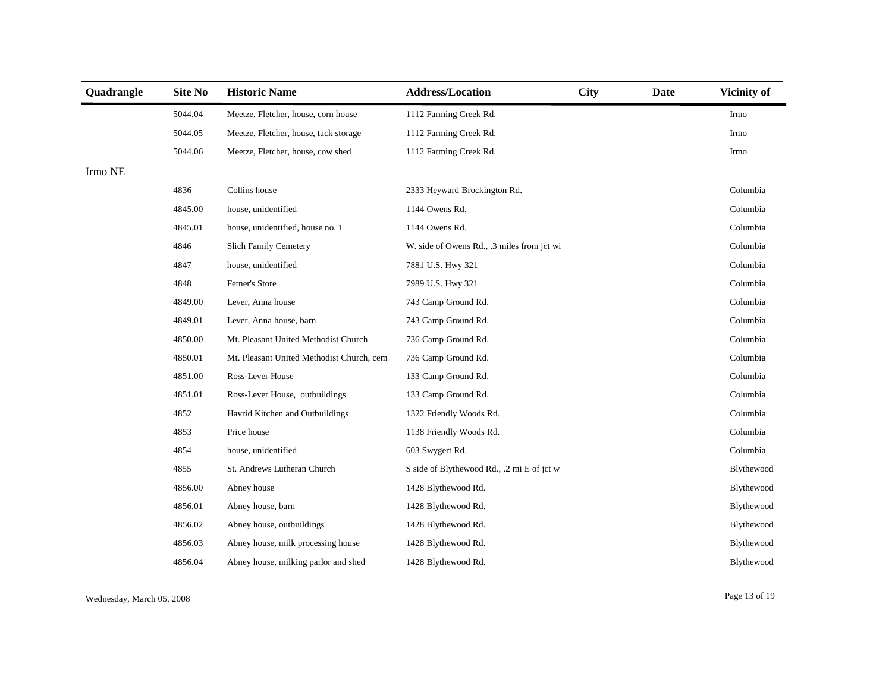| Quadrangle | Site No | Historic Name | Address/Location | City | Date | Vicinity of |
|---|---|---|---|---|---|---|
| | 5044.04 | Meetze, Fletcher, house, corn house | 1112 Farming Creek Rd. | | | Irmo |
| | 5044.05 | Meetze, Fletcher, house, tack storage | 1112 Farming Creek Rd. | | | Irmo |
| | 5044.06 | Meetze, Fletcher, house, cow shed | 1112 Farming Creek Rd. | | | Irmo |
| Irmo NE | | | | | | |
| | 4836 | Collins house | 2333 Heyward Brockington Rd. | | | Columbia |
| | 4845.00 | house, unidentified | 1144 Owens Rd. | | | Columbia |
| | 4845.01 | house, unidentified, house no. 1 | 1144 Owens Rd. | | | Columbia |
| | 4846 | Slich Family Cemetery | W. side of Owens Rd., .3 miles from jct wi | | | Columbia |
| | 4847 | house, unidentified | 7881 U.S. Hwy 321 | | | Columbia |
| | 4848 | Fetner's Store | 7989 U.S. Hwy 321 | | | Columbia |
| | 4849.00 | Lever, Anna house | 743 Camp Ground Rd. | | | Columbia |
| | 4849.01 | Lever, Anna house, barn | 743 Camp Ground Rd. | | | Columbia |
| | 4850.00 | Mt. Pleasant United Methodist Church | 736 Camp Ground Rd. | | | Columbia |
| | 4850.01 | Mt. Pleasant United Methodist Church, cem | 736 Camp Ground Rd. | | | Columbia |
| | 4851.00 | Ross-Lever House | 133 Camp Ground Rd. | | | Columbia |
| | 4851.01 | Ross-Lever House, outbuildings | 133 Camp Ground Rd. | | | Columbia |
| | 4852 | Havrid Kitchen and Outbuildings | 1322 Friendly Woods Rd. | | | Columbia |
| | 4853 | Price house | 1138 Friendly Woods Rd. | | | Columbia |
| | 4854 | house, unidentified | 603 Swygert Rd. | | | Columbia |
| | 4855 | St. Andrews Lutheran Church | S side of Blythewood Rd., .2 mi E of jct w | | | Blythewood |
| | 4856.00 | Abney house | 1428 Blythewood Rd. | | | Blythewood |
| | 4856.01 | Abney house, barn | 1428 Blythewood Rd. | | | Blythewood |
| | 4856.02 | Abney house, outbuildings | 1428 Blythewood Rd. | | | Blythewood |
| | 4856.03 | Abney house, milk processing house | 1428 Blythewood Rd. | | | Blythewood |
| | 4856.04 | Abney house, milking parlor and shed | 1428 Blythewood Rd. | | | Blythewood |

Wednesday, March 05, 2008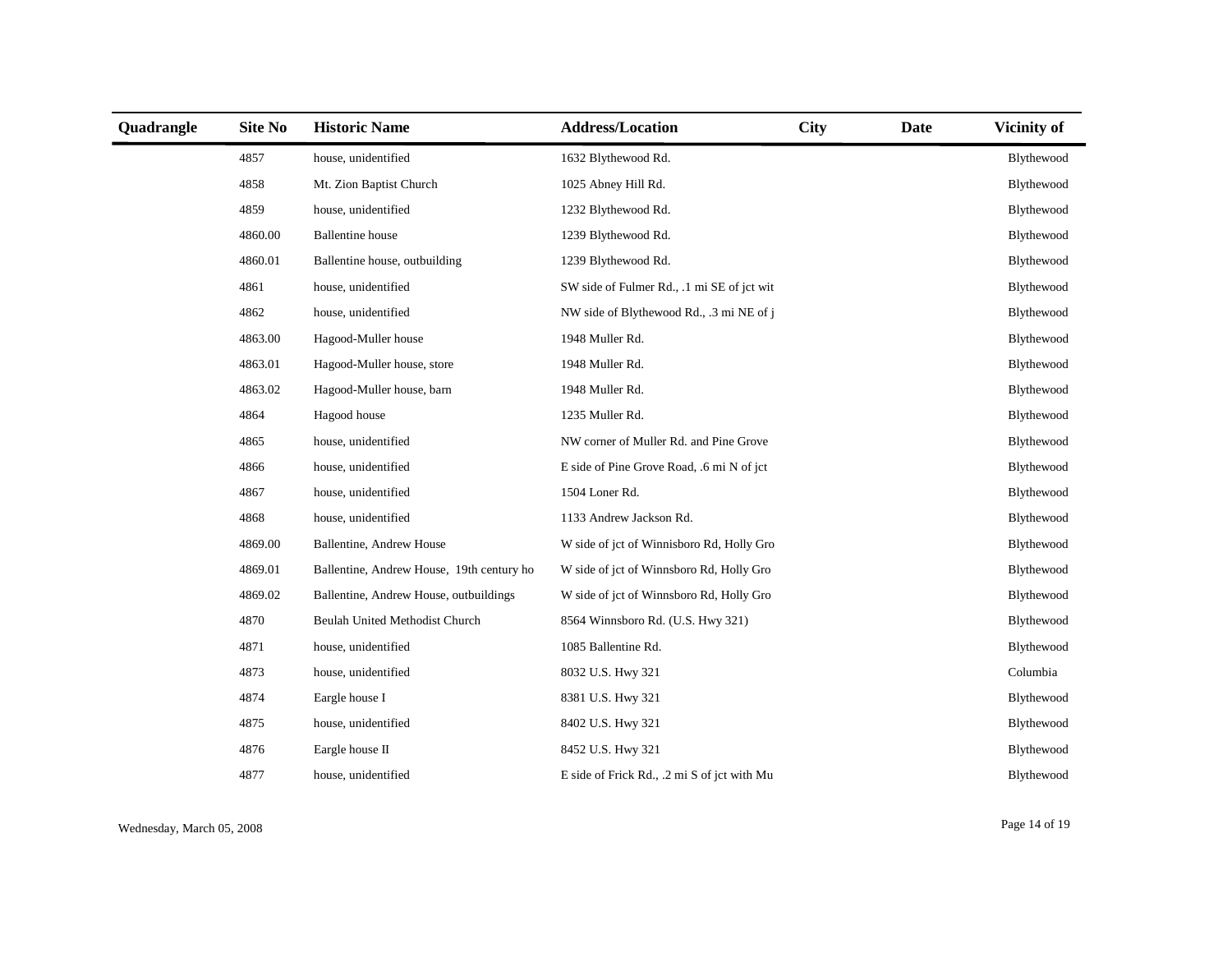| Quadrangle | Site No | Historic Name | Address/Location | City | Date | Vicinity of |
|---|---|---|---|---|---|---|
| | 4857 | house, unidentified | 1632 Blythewood Rd. | | | Blythewood |
| | 4858 | Mt. Zion Baptist Church | 1025 Abney Hill Rd. | | | Blythewood |
| | 4859 | house, unidentified | 1232 Blythewood Rd. | | | Blythewood |
| | 4860.00 | Ballentine house | 1239 Blythewood Rd. | | | Blythewood |
| | 4860.01 | Ballentine house, outbuilding | 1239 Blythewood Rd. | | | Blythewood |
| | 4861 | house, unidentified | SW side of Fulmer Rd., .1 mi SE of jct wit | | | Blythewood |
| | 4862 | house, unidentified | NW side of Blythewood Rd., .3 mi NE of j | | | Blythewood |
| | 4863.00 | Hagood-Muller house | 1948 Muller Rd. | | | Blythewood |
| | 4863.01 | Hagood-Muller house, store | 1948 Muller Rd. | | | Blythewood |
| | 4863.02 | Hagood-Muller house, barn | 1948 Muller Rd. | | | Blythewood |
| | 4864 | Hagood house | 1235 Muller Rd. | | | Blythewood |
| | 4865 | house, unidentified | NW corner of Muller Rd. and Pine Grove | | | Blythewood |
| | 4866 | house, unidentified | E side of Pine Grove Road, .6 mi N of jct | | | Blythewood |
| | 4867 | house, unidentified | 1504 Loner Rd. | | | Blythewood |
| | 4868 | house, unidentified | 1133 Andrew Jackson Rd. | | | Blythewood |
| | 4869.00 | Ballentine, Andrew House | W side of jct of Winnisboro Rd, Holly Gro | | | Blythewood |
| | 4869.01 | Ballentine, Andrew House, 19th century ho | W side of jct of Winnsboro Rd, Holly Gro | | | Blythewood |
| | 4869.02 | Ballentine, Andrew House, outbuildings | W side of jct of Winnsboro Rd, Holly Gro | | | Blythewood |
| | 4870 | Beulah United Methodist Church | 8564 Winnsboro Rd. (U.S. Hwy 321) | | | Blythewood |
| | 4871 | house, unidentified | 1085 Ballentine Rd. | | | Blythewood |
| | 4873 | house, unidentified | 8032 U.S. Hwy 321 | | | Columbia |
| | 4874 | Eargle house I | 8381 U.S. Hwy 321 | | | Blythewood |
| | 4875 | house, unidentified | 8402 U.S. Hwy 321 | | | Blythewood |
| | 4876 | Eargle house II | 8452 U.S. Hwy 321 | | | Blythewood |
| | 4877 | house, unidentified | E side of Frick Rd., .2 mi S of jct with Mu | | | Blythewood |

Wednesday, March 05, 2008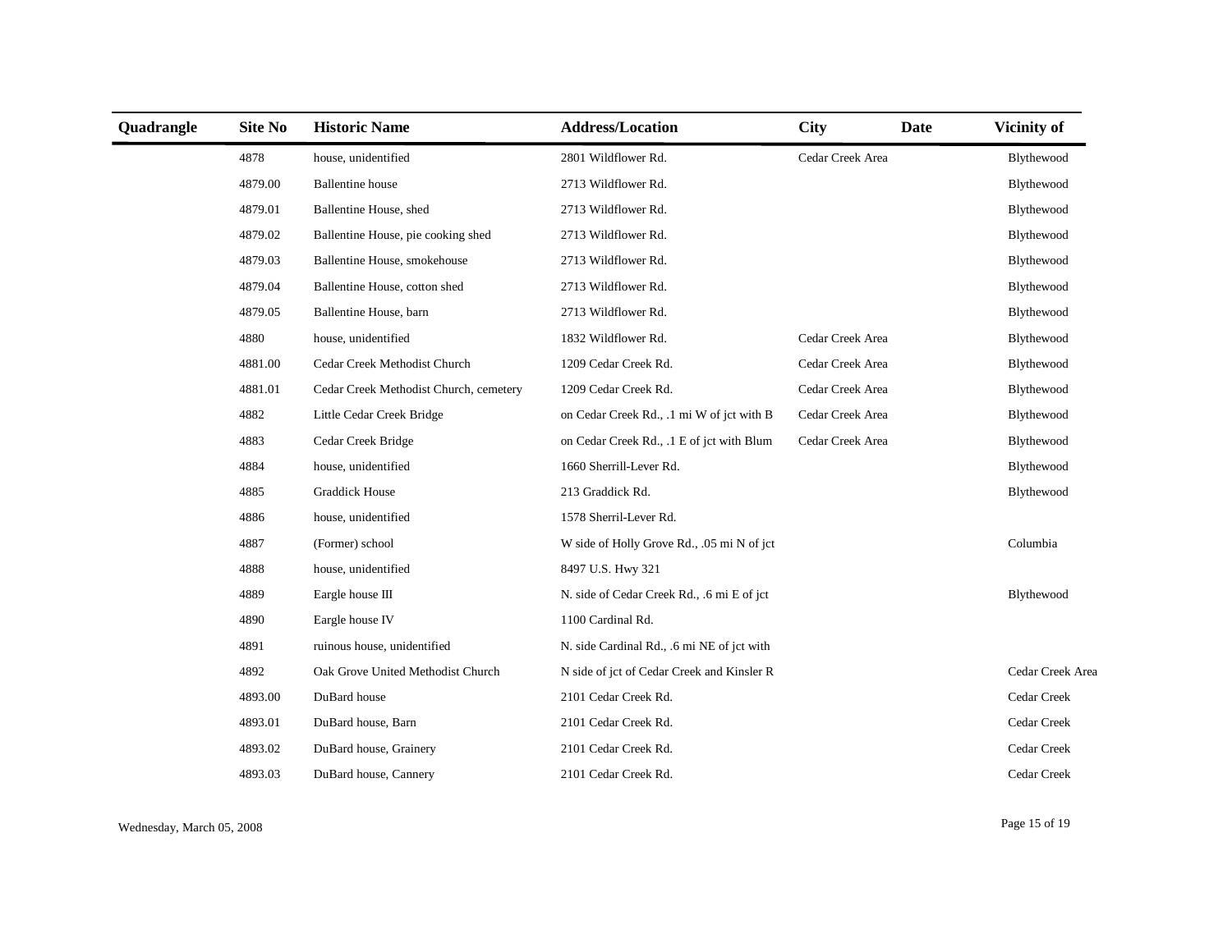| Quadrangle | Site No | Historic Name | Address/Location | City | Date | Vicinity of |
|---|---|---|---|---|---|---|
| | 4878 | house, unidentified | 2801 Wildflower Rd. | Cedar Creek Area | | Blythewood |
| | 4879.00 | Ballentine house | 2713 Wildflower Rd. | | | Blythewood |
| | 4879.01 | Ballentine House, shed | 2713 Wildflower Rd. | | | Blythewood |
| | 4879.02 | Ballentine House, pie cooking shed | 2713 Wildflower Rd. | | | Blythewood |
| | 4879.03 | Ballentine House, smokehouse | 2713 Wildflower Rd. | | | Blythewood |
| | 4879.04 | Ballentine House, cotton shed | 2713 Wildflower Rd. | | | Blythewood |
| | 4879.05 | Ballentine House, barn | 2713 Wildflower Rd. | | | Blythewood |
| | 4880 | house, unidentified | 1832 Wildflower Rd. | Cedar Creek Area | | Blythewood |
| | 4881.00 | Cedar Creek Methodist Church | 1209 Cedar Creek Rd. | Cedar Creek Area | | Blythewood |
| | 4881.01 | Cedar Creek Methodist Church, cemetery | 1209 Cedar Creek Rd. | Cedar Creek Area | | Blythewood |
| | 4882 | Little Cedar Creek Bridge | on Cedar Creek Rd., .1 mi W of jct with B | Cedar Creek Area | | Blythewood |
| | 4883 | Cedar Creek Bridge | on Cedar Creek Rd., .1 E of jct with Blum | Cedar Creek Area | | Blythewood |
| | 4884 | house, unidentified | 1660 Sherrill-Lever Rd. | | | Blythewood |
| | 4885 | Graddick House | 213 Graddick Rd. | | | Blythewood |
| | 4886 | house, unidentified | 1578 Sherril-Lever Rd. | | | |
| | 4887 | (Former) school | W side of Holly Grove Rd., .05 mi N of jct | | | Columbia |
| | 4888 | house, unidentified | 8497 U.S. Hwy 321 | | | |
| | 4889 | Eargle house III | N. side of Cedar Creek Rd., .6 mi E of jct | | | Blythewood |
| | 4890 | Eargle house IV | 1100 Cardinal Rd. | | | |
| | 4891 | ruinous house, unidentified | N. side Cardinal Rd., .6 mi NE of jct with | | | |
| | 4892 | Oak Grove United Methodist Church | N side of jct of Cedar Creek and Kinsler R | | | Cedar Creek Area |
| | 4893.00 | DuBard house | 2101 Cedar Creek Rd. | | | Cedar Creek |
| | 4893.01 | DuBard house, Barn | 2101 Cedar Creek Rd. | | | Cedar Creek |
| | 4893.02 | DuBard house, Grainery | 2101 Cedar Creek Rd. | | | Cedar Creek |
| | 4893.03 | DuBard house, Cannery | 2101 Cedar Creek Rd. | | | Cedar Creek |

Wednesday, March 05, 2008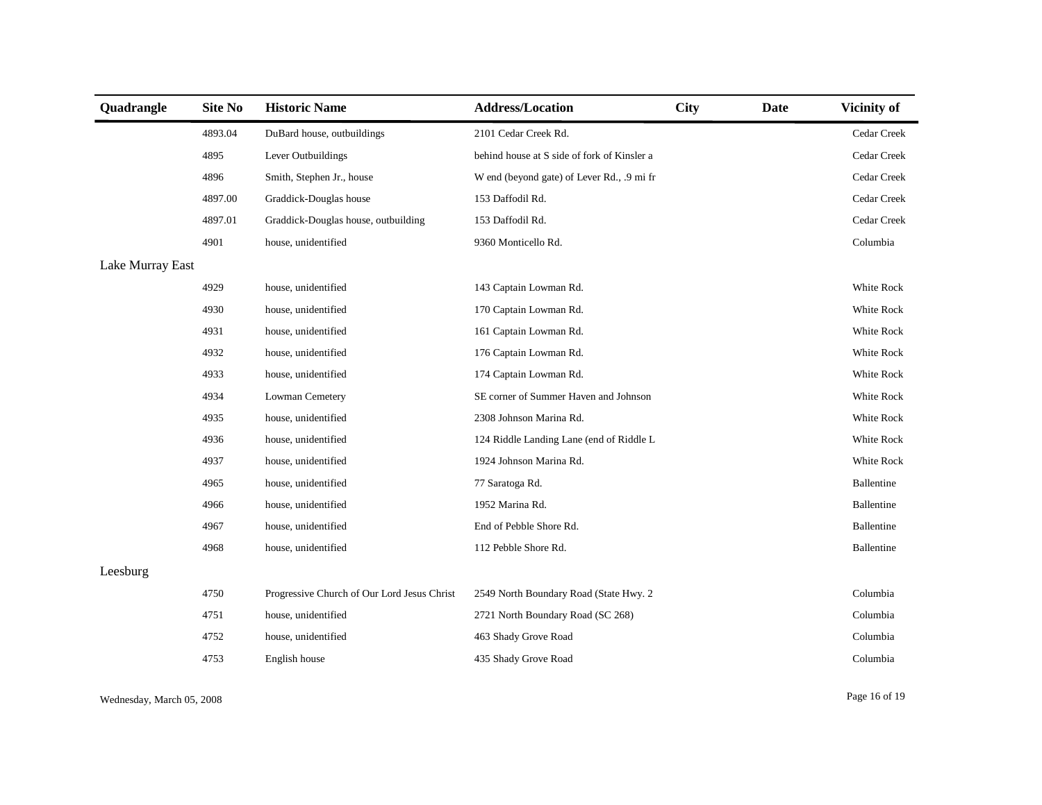| Quadrangle | Site No | Historic Name | Address/Location | City | Date | Vicinity of |
|---|---|---|---|---|---|---|
| | 4893.04 | DuBard house, outbuildings | 2101 Cedar Creek Rd. | | | Cedar Creek |
| | 4895 | Lever Outbuildings | behind house at S side of fork of Kinsler a | | | Cedar Creek |
| | 4896 | Smith, Stephen Jr., house | W end (beyond gate) of Lever Rd., .9 mi fr | | | Cedar Creek |
| | 4897.00 | Graddick-Douglas house | 153 Daffodil Rd. | | | Cedar Creek |
| | 4897.01 | Graddick-Douglas house, outbuilding | 153 Daffodil Rd. | | | Cedar Creek |
| | 4901 | house, unidentified | 9360 Monticello Rd. | | | Columbia |
| Lake Murray East | | | | | | |
| | 4929 | house, unidentified | 143 Captain Lowman Rd. | | | White Rock |
| | 4930 | house, unidentified | 170 Captain Lowman Rd. | | | White Rock |
| | 4931 | house, unidentified | 161 Captain Lowman Rd. | | | White Rock |
| | 4932 | house, unidentified | 176 Captain Lowman Rd. | | | White Rock |
| | 4933 | house, unidentified | 174 Captain Lowman Rd. | | | White Rock |
| | 4934 | Lowman Cemetery | SE corner of Summer Haven and Johnson | | | White Rock |
| | 4935 | house, unidentified | 2308 Johnson Marina Rd. | | | White Rock |
| | 4936 | house, unidentified | 124 Riddle Landing Lane (end of Riddle L | | | White Rock |
| | 4937 | house, unidentified | 1924 Johnson Marina Rd. | | | White Rock |
| | 4965 | house, unidentified | 77 Saratoga Rd. | | | Ballentine |
| | 4966 | house, unidentified | 1952 Marina Rd. | | | Ballentine |
| | 4967 | house, unidentified | End of Pebble Shore Rd. | | | Ballentine |
| | 4968 | house, unidentified | 112 Pebble Shore Rd. | | | Ballentine |
| Leesburg | | | | | | |
| | 4750 | Progressive Church of Our Lord Jesus Christ | 2549 North Boundary Road (State Hwy. 2 | | | Columbia |
| | 4751 | house, unidentified | 2721 North Boundary Road (SC 268) | | | Columbia |
| | 4752 | house, unidentified | 463 Shady Grove Road | | | Columbia |
| | 4753 | English house | 435 Shady Grove Road | | | Columbia |

Wednesday, March 05, 2008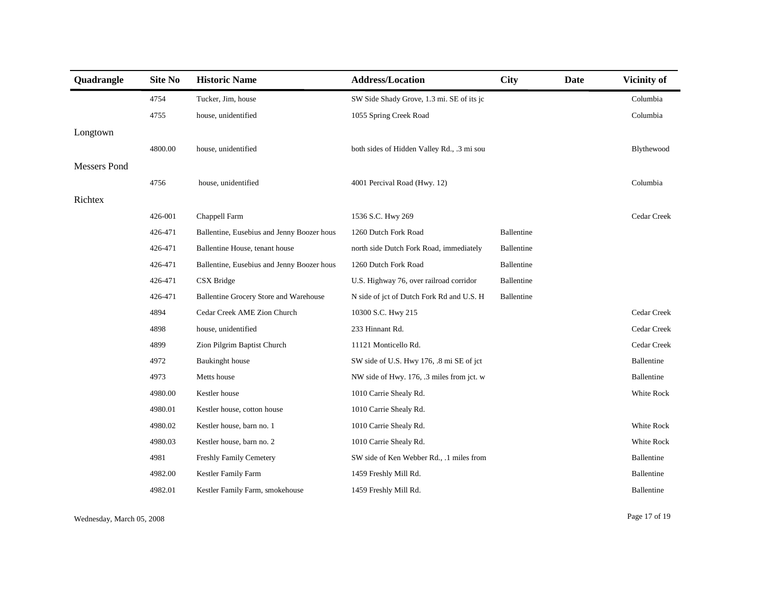| Quadrangle | Site No | Historic Name | Address/Location | City | Date | Vicinity of |
|---|---|---|---|---|---|---|
| | 4754 | Tucker, Jim, house | SW Side Shady Grove, 1.3 mi. SE of its jc | | | Columbia |
| | 4755 | house, unidentified | 1055 Spring Creek Road | | | Columbia |
| Longtown | | | | | | |
| | 4800.00 | house, unidentified | both sides of Hidden Valley Rd., .3 mi sou | | | Blythewood |
| Messers Pond | | | | | | |
| | 4756 | house, unidentified | 4001 Percival Road (Hwy. 12) | | | Columbia |
| Richtex | | | | | | |
| | 426-001 | Chappell Farm | 1536 S.C. Hwy 269 | | | Cedar Creek |
| | 426-471 | Ballentine, Eusebius and Jenny Boozer hous | 1260 Dutch Fork Road | Ballentine | | |
| | 426-471 | Ballentine House, tenant house | north side Dutch Fork Road, immediately | Ballentine | | |
| | 426-471 | Ballentine, Eusebius and Jenny Boozer hous | 1260 Dutch Fork Road | Ballentine | | |
| | 426-471 | CSX Bridge | U.S. Highway 76, over railroad corridor | Ballentine | | |
| | 426-471 | Ballentine Grocery Store and Warehouse | N side of jct of Dutch Fork Rd and U.S. H | Ballentine | | |
| | 4894 | Cedar Creek AME Zion Church | 10300 S.C. Hwy 215 | | | Cedar Creek |
| | 4898 | house, unidentified | 233 Hinnant Rd. | | | Cedar Creek |
| | 4899 | Zion Pilgrim Baptist Church | 11121 Monticello Rd. | | | Cedar Creek |
| | 4972 | Baukinght house | SW side of U.S. Hwy 176, .8 mi SE of jct | | | Ballentine |
| | 4973 | Metts house | NW side of Hwy. 176, .3 miles from jct. w | | | Ballentine |
| | 4980.00 | Kestler house | 1010 Carrie Shealy Rd. | | | White Rock |
| | 4980.01 | Kestler house, cotton house | 1010 Carrie Shealy Rd. | | | |
| | 4980.02 | Kestler house, barn no. 1 | 1010 Carrie Shealy Rd. | | | White Rock |
| | 4980.03 | Kestler house, barn no. 2 | 1010 Carrie Shealy Rd. | | | White Rock |
| | 4981 | Freshly Family Cemetery | SW side of Ken Webber Rd., .1 miles from | | | Ballentine |
| | 4982.00 | Kestler Family Farm | 1459 Freshly Mill Rd. | | | Ballentine |
| | 4982.01 | Kestler Family Farm, smokehouse | 1459 Freshly Mill Rd. | | | Ballentine |

Wednesday, March 05, 2008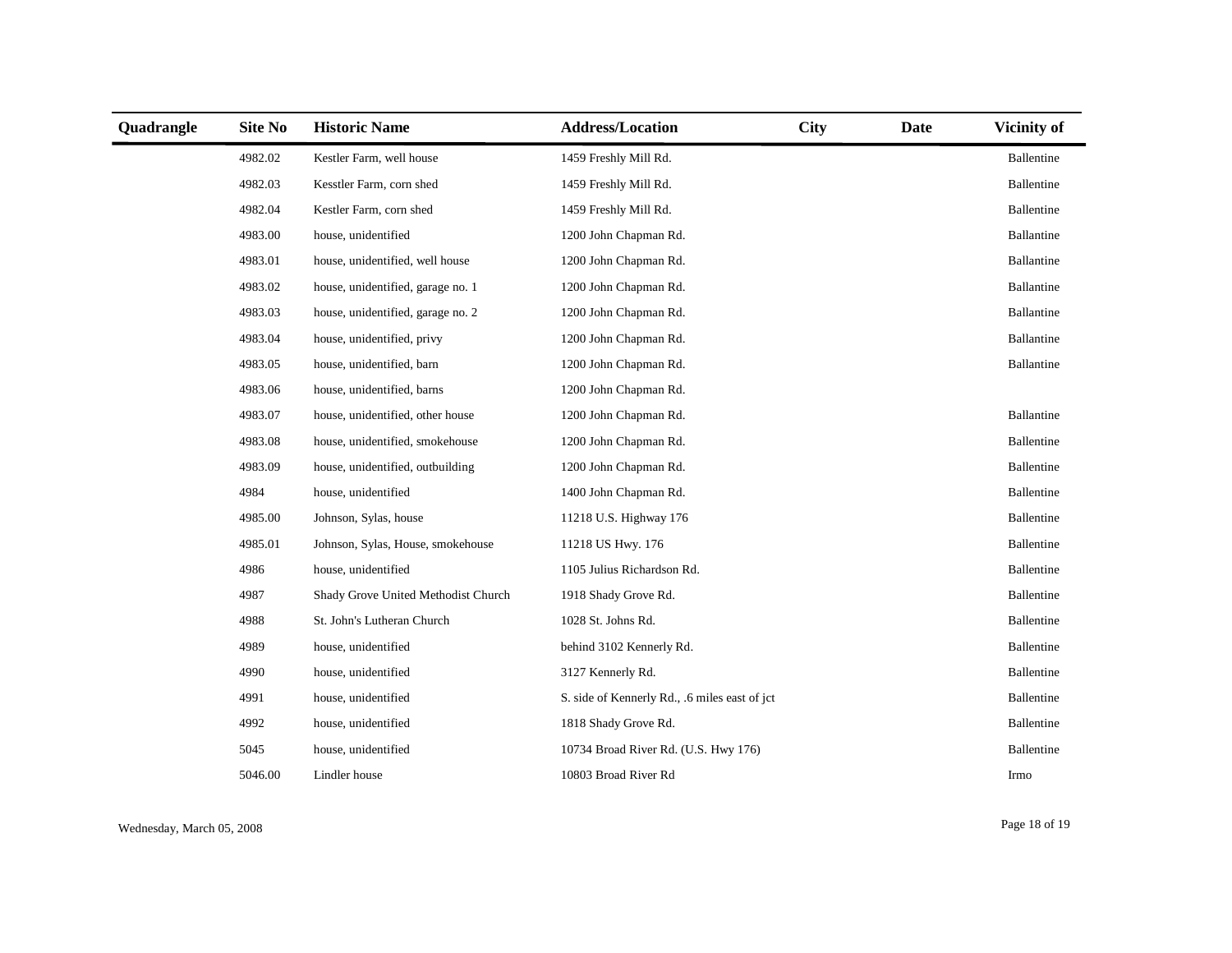| Quadrangle | Site No | Historic Name | Address/Location | City | Date | Vicinity of |
|---|---|---|---|---|---|---|
| | 4982.02 | Kestler Farm, well house | 1459 Freshly Mill Rd. | | | Ballentine |
| | 4982.03 | Kesstler Farm, corn shed | 1459 Freshly Mill Rd. | | | Ballentine |
| | 4982.04 | Kestler Farm, corn shed | 1459 Freshly Mill Rd. | | | Ballentine |
| | 4983.00 | house, unidentified | 1200 John Chapman Rd. | | | Ballantine |
| | 4983.01 | house, unidentified, well house | 1200 John Chapman Rd. | | | Ballantine |
| | 4983.02 | house, unidentified, garage no. 1 | 1200 John Chapman Rd. | | | Ballantine |
| | 4983.03 | house, unidentified, garage no. 2 | 1200 John Chapman Rd. | | | Ballantine |
| | 4983.04 | house, unidentified, privy | 1200 John Chapman Rd. | | | Ballantine |
| | 4983.05 | house, unidentified, barn | 1200 John Chapman Rd. | | | Ballantine |
| | 4983.06 | house, unidentified, barns | 1200 John Chapman Rd. | | | |
| | 4983.07 | house, unidentified, other house | 1200 John Chapman Rd. | | | Ballantine |
| | 4983.08 | house, unidentified, smokehouse | 1200 John Chapman Rd. | | | Ballentine |
| | 4983.09 | house, unidentified, outbuilding | 1200 John Chapman Rd. | | | Ballentine |
| | 4984 | house, unidentified | 1400 John Chapman Rd. | | | Ballentine |
| | 4985.00 | Johnson, Sylas, house | 11218 U.S. Highway 176 | | | Ballentine |
| | 4985.01 | Johnson, Sylas, House, smokehouse | 11218 US Hwy. 176 | | | Ballentine |
| | 4986 | house, unidentified | 1105 Julius Richardson Rd. | | | Ballentine |
| | 4987 | Shady Grove United Methodist Church | 1918 Shady Grove Rd. | | | Ballentine |
| | 4988 | St. John's Lutheran Church | 1028 St. Johns Rd. | | | Ballentine |
| | 4989 | house, unidentified | behind 3102 Kennerly Rd. | | | Ballentine |
| | 4990 | house, unidentified | 3127 Kennerly Rd. | | | Ballentine |
| | 4991 | house, unidentified | S. side of Kennerly Rd., .6 miles east of jct | | | Ballentine |
| | 4992 | house, unidentified | 1818 Shady Grove Rd. | | | Ballentine |
| | 5045 | house, unidentified | 10734 Broad River Rd. (U.S. Hwy 176) | | | Ballentine |
| | 5046.00 | Lindler house | 10803 Broad River Rd | | | Irmo |

Wednesday, March 05, 2008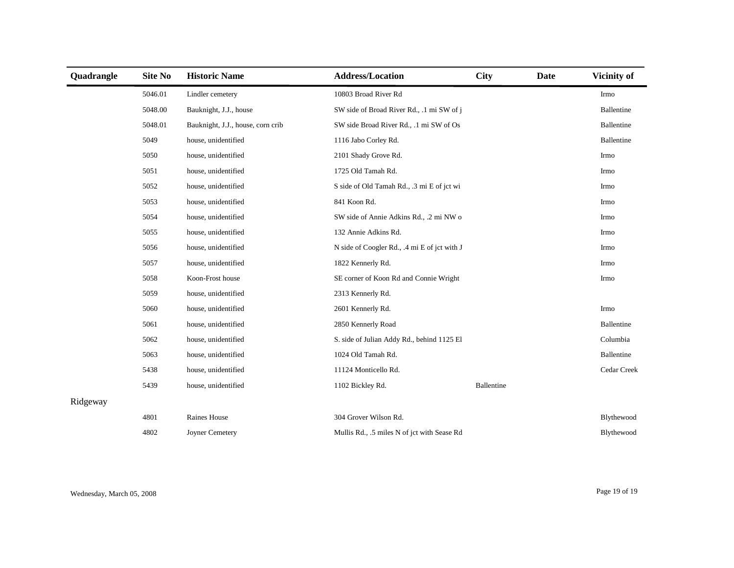| Quadrangle | Site No | Historic Name | Address/Location | City | Date | Vicinity of |
|---|---|---|---|---|---|---|
| | 5046.01 | Lindler cemetery | 10803 Broad River Rd | | | Irmo |
| | 5048.00 | Bauknight, J.J., house | SW side of Broad River Rd., .1 mi SW of j | | | Ballentine |
| | 5048.01 | Bauknight, J.J., house, corn crib | SW side Broad River Rd., .1 mi SW of Os | | | Ballentine |
| | 5049 | house, unidentified | 1116 Jabo Corley Rd. | | | Ballentine |
| | 5050 | house, unidentified | 2101 Shady Grove Rd. | | | Irmo |
| | 5051 | house, unidentified | 1725 Old Tamah Rd. | | | Irmo |
| | 5052 | house, unidentified | S side of Old Tamah Rd., .3 mi E of jct wi | | | Irmo |
| | 5053 | house, unidentified | 841 Koon Rd. | | | Irmo |
| | 5054 | house, unidentified | SW side of Annie Adkins Rd., .2 mi NW o | | | Irmo |
| | 5055 | house, unidentified | 132 Annie Adkins Rd. | | | Irmo |
| | 5056 | house, unidentified | N side of Coogler Rd., .4 mi E of jct with J | | | Irmo |
| | 5057 | house, unidentified | 1822 Kennerly Rd. | | | Irmo |
| | 5058 | Koon-Frost house | SE corner of Koon Rd and Connie Wright | | | Irmo |
| | 5059 | house, unidentified | 2313 Kennerly Rd. | | | |
| | 5060 | house, unidentified | 2601 Kennerly Rd. | | | Irmo |
| | 5061 | house, unidentified | 2850 Kennerly Road | | | Ballentine |
| | 5062 | house, unidentified | S. side of Julian Addy Rd., behind 1125 El | | | Columbia |
| | 5063 | house, unidentified | 1024 Old Tamah Rd. | | | Ballentine |
| | 5438 | house, unidentified | 11124 Monticello Rd. | | | Cedar Creek |
| | 5439 | house, unidentified | 1102 Bickley Rd. | Ballentine | | |
| Ridgeway | | | | | | |
| | 4801 | Raines House | 304 Grover Wilson Rd. | | | Blythewood |
| | 4802 | Joyner Cemetery | Mullis Rd., .5 miles N of jct with Sease Rd | | | Blythewood |

Wednesday, March 05, 2008